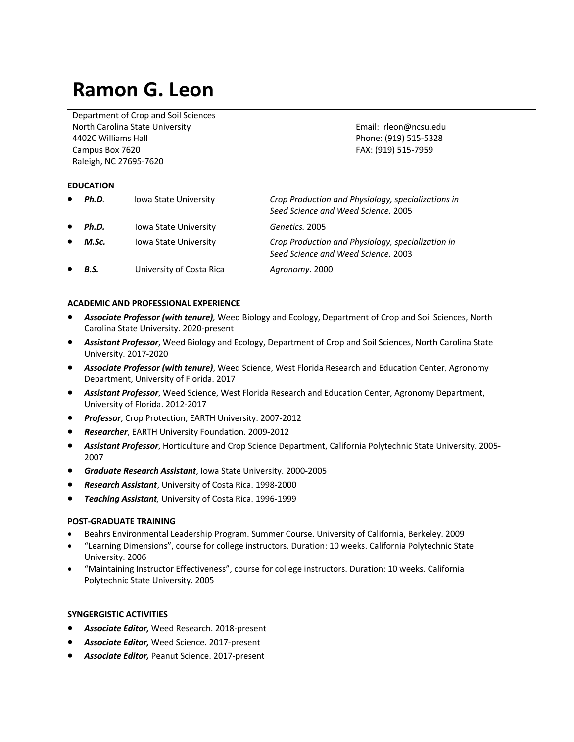# Ramon G. Leon

Department of Crop and Soil Sciences
North Carolina State University
4402C Williams Hall
Campus Box 7620
Raleigh, NC 27695-7620

Email: rleon@ncsu.edu
Phone: (919) 515-5328
FAX: (919) 515-7959

## EDUCATION

- ***Ph.D.*** Iowa State University — *Crop Production and Physiology, specializations in Seed Science and Weed Science.* 2005
- ***Ph.D.*** Iowa State University — *Genetics.* 2005
- ***M.Sc.*** Iowa State University — *Crop Production and Physiology, specialization in Seed Science and Weed Science.* 2003
- ***B.S.*** University of Costa Rica — *Agronomy.* 2000

## ACADEMIC AND PROFESSIONAL EXPERIENCE

- ***Associate Professor (with tenure)**,* Weed Biology and Ecology, Department of Crop and Soil Sciences, North Carolina State University. 2020-present
- ***Assistant Professor***, Weed Biology and Ecology, Department of Crop and Soil Sciences, North Carolina State University. 2017-2020
- ***Associate Professor (with tenure)***, Weed Science, West Florida Research and Education Center, Agronomy Department, University of Florida. 2017
- ***Assistant Professor***, Weed Science, West Florida Research and Education Center, Agronomy Department, University of Florida. 2012-2017
- ***Professor***, Crop Protection, EARTH University. 2007-2012
- ***Researcher***, EARTH University Foundation. 2009-2012
- ***Assistant Professor***, Horticulture and Crop Science Department, California Polytechnic State University. 2005-2007
- ***Graduate Research Assistant***, Iowa State University. 2000-2005
- ***Research Assistant***, University of Costa Rica. 1998-2000
- ***Teaching Assistant,*** University of Costa Rica. 1996-1999

## POST-GRADUATE TRAINING

- Beahrs Environmental Leadership Program. Summer Course. University of California, Berkeley. 2009
- "Learning Dimensions", course for college instructors. Duration: 10 weeks. California Polytechnic State University. 2006
- "Maintaining Instructor Effectiveness", course for college instructors. Duration: 10 weeks. California Polytechnic State University. 2005

## SYNERGISTIC ACTIVITIES

- ***Associate Editor,*** Weed Research. 2018-present
- ***Associate Editor,*** Weed Science. 2017-present
- ***Associate Editor,*** Peanut Science. 2017-present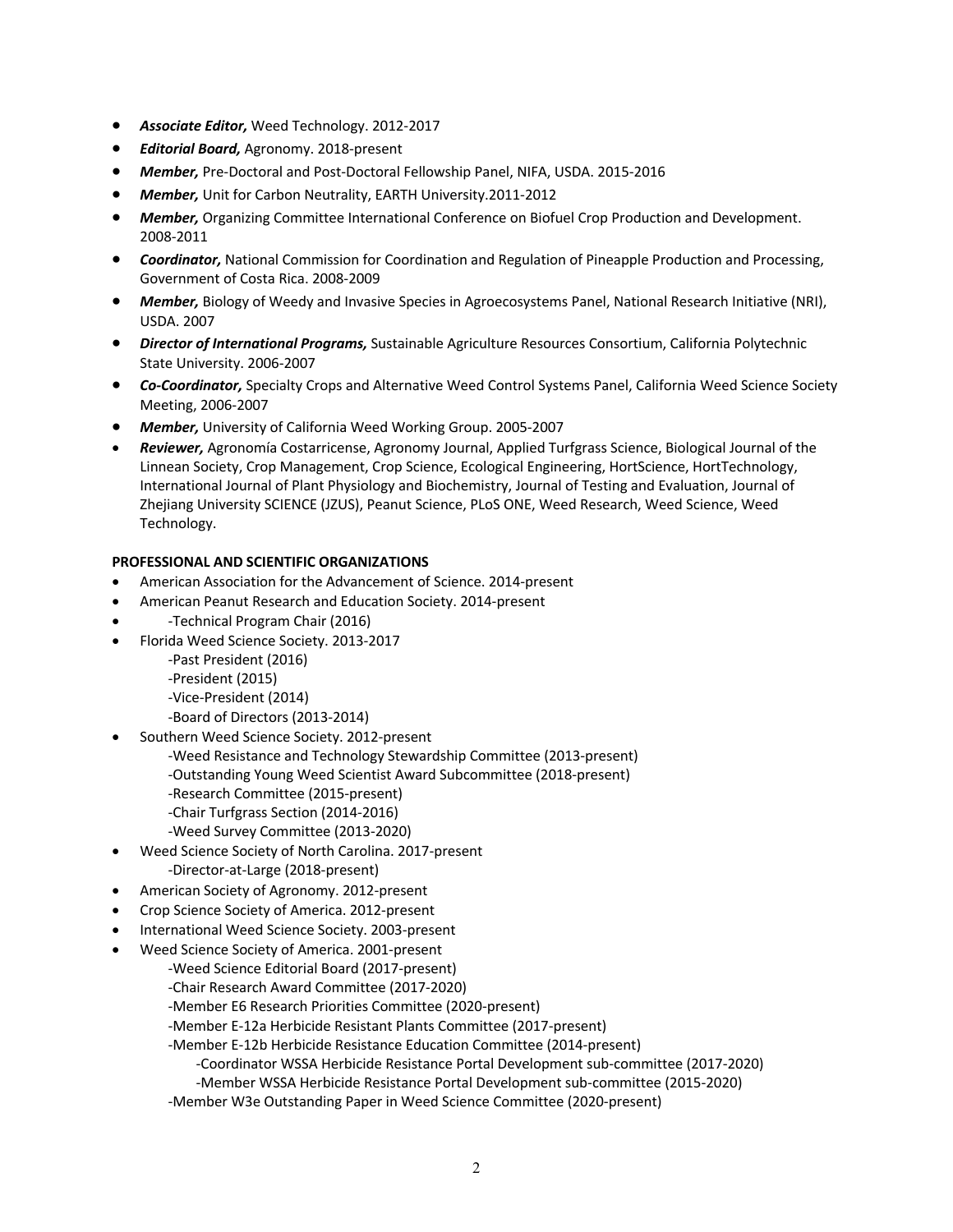- ***Associate Editor,*** Weed Technology. 2012-2017
- ***Editorial Board,*** Agronomy. 2018-present
- ***Member,*** Pre-Doctoral and Post-Doctoral Fellowship Panel, NIFA, USDA. 2015-2016
- ***Member,*** Unit for Carbon Neutrality, EARTH University.2011-2012
- ***Member,*** Organizing Committee International Conference on Biofuel Crop Production and Development. 2008-2011
- ***Coordinator,*** National Commission for Coordination and Regulation of Pineapple Production and Processing, Government of Costa Rica. 2008-2009
- ***Member,*** Biology of Weedy and Invasive Species in Agroecosystems Panel, National Research Initiative (NRI), USDA. 2007
- ***Director of International Programs,*** Sustainable Agriculture Resources Consortium, California Polytechnic State University. 2006-2007
- ***Co-Coordinator,*** Specialty Crops and Alternative Weed Control Systems Panel, California Weed Science Society Meeting, 2006-2007
- ***Member,*** University of California Weed Working Group. 2005-2007
- ***Reviewer,*** Agronomía Costarricense, Agronomy Journal, Applied Turfgrass Science, Biological Journal of the Linnean Society, Crop Management, Crop Science, Ecological Engineering, HortScience, HortTechnology, International Journal of Plant Physiology and Biochemistry, Journal of Testing and Evaluation, Journal of Zhejiang University SCIENCE (JZUS), Peanut Science, PLoS ONE, Weed Research, Weed Science, Weed Technology.

**PROFESSIONAL AND SCIENTIFIC ORGANIZATIONS**

- American Association for the Advancement of Science. 2014-present
- American Peanut Research and Education Society. 2014-present
-    -Technical Program Chair (2016)
- Florida Weed Science Society. 2013-2017
  - -Past President (2016)
  - -President (2015)
  - -Vice-President (2014)
  - -Board of Directors (2013-2014)
- Southern Weed Science Society. 2012-present
  - -Weed Resistance and Technology Stewardship Committee (2013-present)
  - -Outstanding Young Weed Scientist Award Subcommittee (2018-present)
  - -Research Committee (2015-present)
  - -Chair Turfgrass Section (2014-2016)
  - -Weed Survey Committee (2013-2020)
- Weed Science Society of North Carolina. 2017-present
  - -Director-at-Large (2018-present)
- American Society of Agronomy. 2012-present
- Crop Science Society of America. 2012-present
- International Weed Science Society. 2003-present
- Weed Science Society of America. 2001-present
  - -Weed Science Editorial Board (2017-present)
  - -Chair Research Award Committee (2017-2020)
  - -Member E6 Research Priorities Committee (2020-present)
  - -Member E-12a Herbicide Resistant Plants Committee (2017-present)
  - -Member E-12b Herbicide Resistance Education Committee (2014-present)
    - -Coordinator WSSA Herbicide Resistance Portal Development sub-committee (2017-2020)
    - -Member WSSA Herbicide Resistance Portal Development sub-committee (2015-2020)
  - -Member W3e Outstanding Paper in Weed Science Committee (2020-present)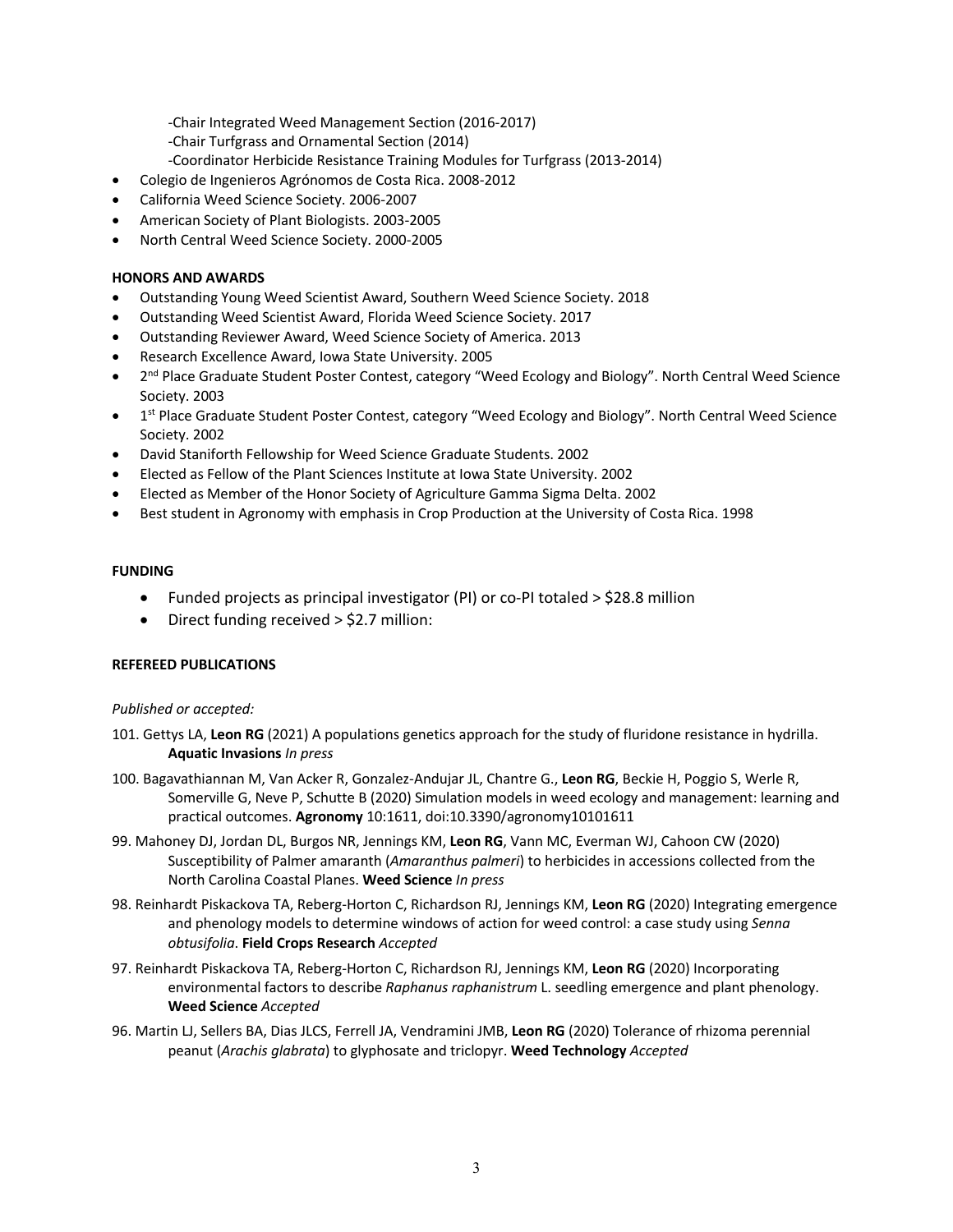- -Chair Integrated Weed Management Section (2016-2017)
  - -Chair Turfgrass and Ornamental Section (2014)
  - -Coordinator Herbicide Resistance Training Modules for Turfgrass (2013-2014)
- Colegio de Ingenieros Agrónomos de Costa Rica. 2008-2012
- California Weed Science Society. 2006-2007
- American Society of Plant Biologists. 2003-2005
- North Central Weed Science Society. 2000-2005

**HONORS AND AWARDS**

- Outstanding Young Weed Scientist Award, Southern Weed Science Society. 2018
- Outstanding Weed Scientist Award, Florida Weed Science Society. 2017
- Outstanding Reviewer Award, Weed Science Society of America. 2013
- Research Excellence Award, Iowa State University. 2005
- 2nd Place Graduate Student Poster Contest, category "Weed Ecology and Biology". North Central Weed Science Society. 2003
- 1st Place Graduate Student Poster Contest, category "Weed Ecology and Biology". North Central Weed Science Society. 2002
- David Staniforth Fellowship for Weed Science Graduate Students. 2002
- Elected as Fellow of the Plant Sciences Institute at Iowa State University. 2002
- Elected as Member of the Honor Society of Agriculture Gamma Sigma Delta. 2002
- Best student in Agronomy with emphasis in Crop Production at the University of Costa Rica. 1998

**FUNDING**

- Funded projects as principal investigator (PI) or co-PI totaled > $28.8 million
- Direct funding received > $2.7 million:

**REFEREED PUBLICATIONS**

*Published or accepted:*

101. Gettys LA, **Leon RG** (2021) A populations genetics approach for the study of fluridone resistance in hydrilla. **Aquatic Invasions** *In press*

100. Bagavathiannan M, Van Acker R, Gonzalez-Andujar JL, Chantre G., **Leon RG**, Beckie H, Poggio S, Werle R, Somerville G, Neve P, Schutte B (2020) Simulation models in weed ecology and management: learning and practical outcomes. **Agronomy** 10:1611, doi:10.3390/agronomy10101611

99. Mahoney DJ, Jordan DL, Burgos NR, Jennings KM, **Leon RG**, Vann MC, Everman WJ, Cahoon CW (2020) Susceptibility of Palmer amaranth (*Amaranthus palmeri*) to herbicides in accessions collected from the North Carolina Coastal Planes. **Weed Science** *In press*

98. Reinhardt Piskackova TA, Reberg-Horton C, Richardson RJ, Jennings KM, **Leon RG** (2020) Integrating emergence and phenology models to determine windows of action for weed control: a case study using *Senna obtusifolia*. **Field Crops Research** *Accepted*

97. Reinhardt Piskackova TA, Reberg-Horton C, Richardson RJ, Jennings KM, **Leon RG** (2020) Incorporating environmental factors to describe *Raphanus raphanistrum* L. seedling emergence and plant phenology. **Weed Science** *Accepted*

96. Martin LJ, Sellers BA, Dias JLCS, Ferrell JA, Vendramini JMB, **Leon RG** (2020) Tolerance of rhizoma perennial peanut (*Arachis glabrata*) to glyphosate and triclopyr. **Weed Technology** *Accepted*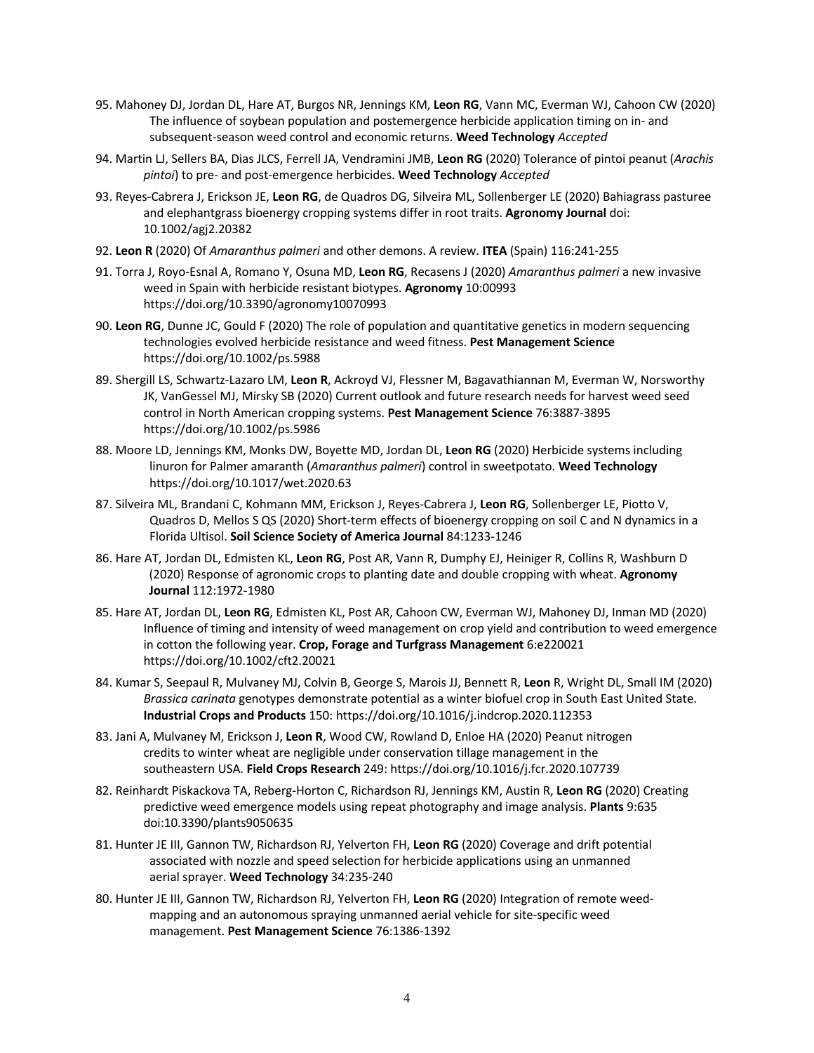95. Mahoney DJ, Jordan DL, Hare AT, Burgos NR, Jennings KM, **Leon RG**, Vann MC, Everman WJ, Cahoon CW (2020) The influence of soybean population and postemergence herbicide application timing on in- and subsequent-season weed control and economic returns. **Weed Technology** *Accepted*

94. Martin LJ, Sellers BA, Dias JLCS, Ferrell JA, Vendramini JMB, **Leon RG** (2020) Tolerance of pintoi peanut (*Arachis pintoi*) to pre- and post-emergence herbicides. **Weed Technology** *Accepted*

93. Reyes-Cabrera J, Erickson JE, **Leon RG**, de Quadros DG, Silveira ML, Sollenberger LE (2020) Bahiagrass pasturee and elephantgrass bioenergy cropping systems differ in root traits. **Agronomy Journal** doi: 10.1002/agj2.20382

92. **Leon R** (2020) Of *Amaranthus palmeri* and other demons. A review. **ITEA** (Spain) 116:241-255

91. Torra J, Royo-Esnal A, Romano Y, Osuna MD, **Leon RG**, Recasens J (2020) *Amaranthus palmeri* a new invasive weed in Spain with herbicide resistant biotypes. **Agronomy** 10:00993 https://doi.org/10.3390/agronomy10070993

90. **Leon RG**, Dunne JC, Gould F (2020) The role of population and quantitative genetics in modern sequencing technologies evolved herbicide resistance and weed fitness. **Pest Management Science** https://doi.org/10.1002/ps.5988

89. Shergill LS, Schwartz-Lazaro LM, **Leon R**, Ackroyd VJ, Flessner M, Bagavathiannan M, Everman W, Norsworthy JK, VanGessel MJ, Mirsky SB (2020) Current outlook and future research needs for harvest weed seed control in North American cropping systems. **Pest Management Science** 76:3887-3895 https://doi.org/10.1002/ps.5986

88. Moore LD, Jennings KM, Monks DW, Boyette MD, Jordan DL, **Leon RG** (2020) Herbicide systems including linuron for Palmer amaranth (*Amaranthus palmeri*) control in sweetpotato. **Weed Technology** https://doi.org/10.1017/wet.2020.63

87. Silveira ML, Brandani C, Kohmann MM, Erickson J, Reyes-Cabrera J, **Leon RG**, Sollenberger LE, Piotto V, Quadros D, Mellos S QS (2020) Short-term effects of bioenergy cropping on soil C and N dynamics in a Florida Ultisol. **Soil Science Society of America Journal** 84:1233-1246

86. Hare AT, Jordan DL, Edmisten KL, **Leon RG**, Post AR, Vann R, Dumphy EJ, Heiniger R, Collins R, Washburn D (2020) Response of agronomic crops to planting date and double cropping with wheat. **Agronomy Journal** 112:1972-1980

85. Hare AT, Jordan DL, **Leon RG**, Edmisten KL, Post AR, Cahoon CW, Everman WJ, Mahoney DJ, Inman MD (2020) Influence of timing and intensity of weed management on crop yield and contribution to weed emergence in cotton the following year. **Crop, Forage and Turfgrass Management** 6:e220021 https://doi.org/10.1002/cft2.20021

84. Kumar S, Seepaul R, Mulvaney MJ, Colvin B, George S, Marois JJ, Bennett R, **Leon** R, Wright DL, Small IM (2020) *Brassica carinata* genotypes demonstrate potential as a winter biofuel crop in South East United State. **Industrial Crops and Products** 150: https://doi.org/10.1016/j.indcrop.2020.112353

83. Jani A, Mulvaney M, Erickson J, **Leon R**, Wood CW, Rowland D, Enloe HA (2020) Peanut nitrogen credits to winter wheat are negligible under conservation tillage management in the southeastern USA. **Field Crops Research** 249: https://doi.org/10.1016/j.fcr.2020.107739

82. Reinhardt Piskackova TA, Reberg-Horton C, Richardson RJ, Jennings KM, Austin R, **Leon RG** (2020) Creating predictive weed emergence models using repeat photography and image analysis. **Plants** 9:635 doi:10.3390/plants9050635

81. Hunter JE III, Gannon TW, Richardson RJ, Yelverton FH, **Leon RG** (2020) Coverage and drift potential associated with nozzle and speed selection for herbicide applications using an unmanned aerial sprayer. **Weed Technology** 34:235-240

80. Hunter JE III, Gannon TW, Richardson RJ, Yelverton FH, **Leon RG** (2020) Integration of remote weed-mapping and an autonomous spraying unmanned aerial vehicle for site-specific weed management. **Pest Management Science** 76:1386-1392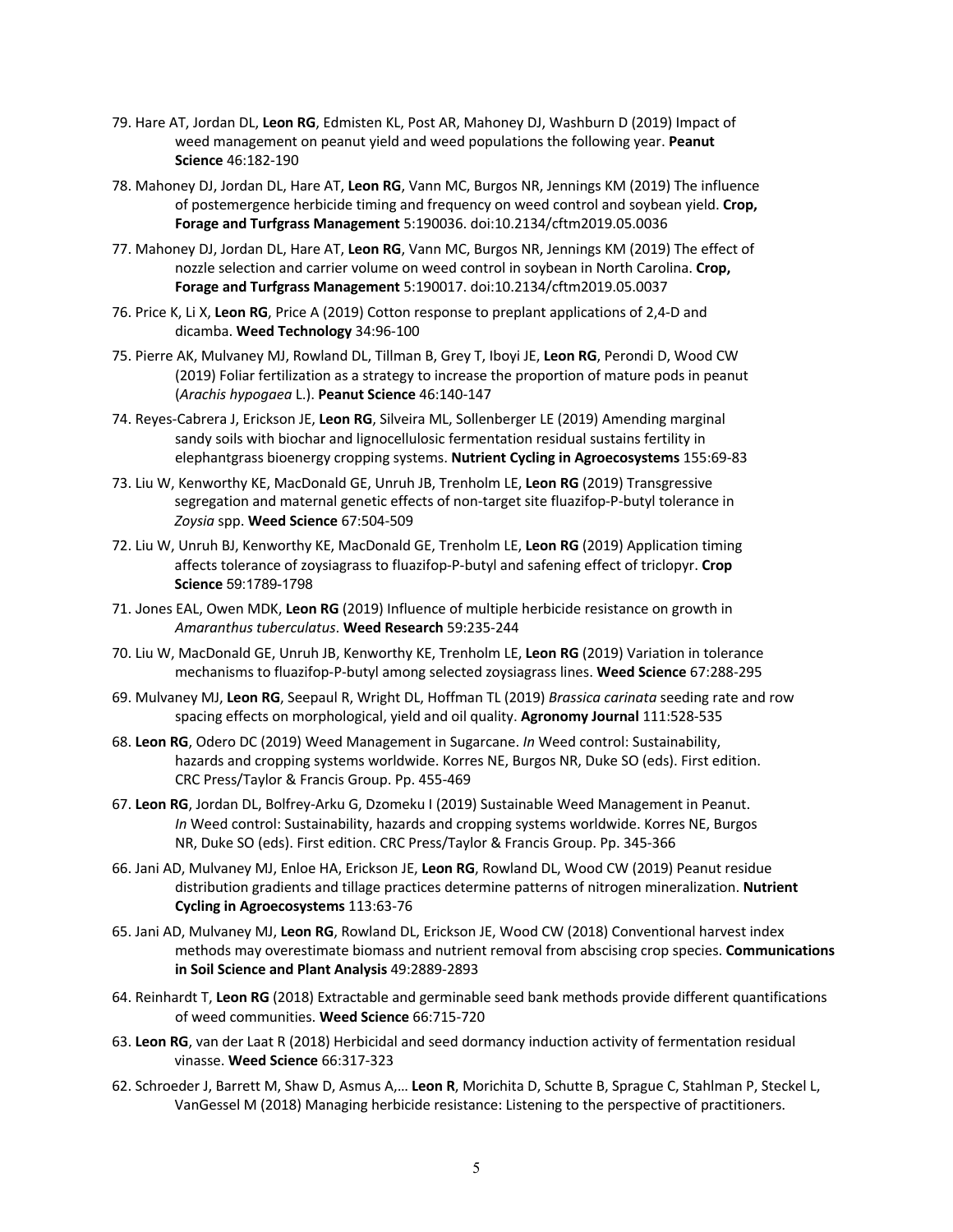79. Hare AT, Jordan DL, **Leon RG**, Edmisten KL, Post AR, Mahoney DJ, Washburn D (2019) Impact of weed management on peanut yield and weed populations the following year. **Peanut Science** 46:182-190

78. Mahoney DJ, Jordan DL, Hare AT, **Leon RG**, Vann MC, Burgos NR, Jennings KM (2019) The influence of postemergence herbicide timing and frequency on weed control and soybean yield. **Crop, Forage and Turfgrass Management** 5:190036. doi:10.2134/cftm2019.05.0036

77. Mahoney DJ, Jordan DL, Hare AT, **Leon RG**, Vann MC, Burgos NR, Jennings KM (2019) The effect of nozzle selection and carrier volume on weed control in soybean in North Carolina. **Crop, Forage and Turfgrass Management** 5:190017. doi:10.2134/cftm2019.05.0037

76. Price K, Li X, **Leon RG**, Price A (2019) Cotton response to preplant applications of 2,4-D and dicamba. **Weed Technology** 34:96-100

75. Pierre AK, Mulvaney MJ, Rowland DL, Tillman B, Grey T, Iboyi JE, **Leon RG**, Perondi D, Wood CW (2019) Foliar fertilization as a strategy to increase the proportion of mature pods in peanut (*Arachis hypogaea* L.). **Peanut Science** 46:140-147

74. Reyes-Cabrera J, Erickson JE, **Leon RG**, Silveira ML, Sollenberger LE (2019) Amending marginal sandy soils with biochar and lignocellulosic fermentation residual sustains fertility in elephantgrass bioenergy cropping systems. **Nutrient Cycling in Agroecosystems** 155:69-83

73. Liu W, Kenworthy KE, MacDonald GE, Unruh JB, Trenholm LE, **Leon RG** (2019) Transgressive segregation and maternal genetic effects of non-target site fluazifop-P-butyl tolerance in *Zoysia* spp. **Weed Science** 67:504-509

72. Liu W, Unruh BJ, Kenworthy KE, MacDonald GE, Trenholm LE, **Leon RG** (2019) Application timing affects tolerance of zoysiagrass to fluazifop-P-butyl and safening effect of triclopyr. **Crop Science** 59:1789-1798

71. Jones EAL, Owen MDK, **Leon RG** (2019) Influence of multiple herbicide resistance on growth in *Amaranthus tuberculatus*. **Weed Research** 59:235-244

70. Liu W, MacDonald GE, Unruh JB, Kenworthy KE, Trenholm LE, **Leon RG** (2019) Variation in tolerance mechanisms to fluazifop-P-butyl among selected zoysiagrass lines. **Weed Science** 67:288-295

69. Mulvaney MJ, **Leon RG**, Seepaul R, Wright DL, Hoffman TL (2019) *Brassica carinata* seeding rate and row spacing effects on morphological, yield and oil quality. **Agronomy Journal** 111:528-535

68. **Leon RG**, Odero DC (2019) Weed Management in Sugarcane. *In* Weed control: Sustainability, hazards and cropping systems worldwide. Korres NE, Burgos NR, Duke SO (eds). First edition. CRC Press/Taylor & Francis Group. Pp. 455-469

67. **Leon RG**, Jordan DL, Bolfrey-Arku G, Dzomeku I (2019) Sustainable Weed Management in Peanut. *In* Weed control: Sustainability, hazards and cropping systems worldwide. Korres NE, Burgos NR, Duke SO (eds). First edition. CRC Press/Taylor & Francis Group. Pp. 345-366

66. Jani AD, Mulvaney MJ, Enloe HA, Erickson JE, **Leon RG**, Rowland DL, Wood CW (2019) Peanut residue distribution gradients and tillage practices determine patterns of nitrogen mineralization. **Nutrient Cycling in Agroecosystems** 113:63-76

65. Jani AD, Mulvaney MJ, **Leon RG**, Rowland DL, Erickson JE, Wood CW (2018) Conventional harvest index methods may overestimate biomass and nutrient removal from abscising crop species. **Communications in Soil Science and Plant Analysis** 49:2889-2893

64. Reinhardt T, **Leon RG** (2018) Extractable and germinable seed bank methods provide different quantifications of weed communities. **Weed Science** 66:715-720

63. **Leon RG**, van der Laat R (2018) Herbicidal and seed dormancy induction activity of fermentation residual vinasse. **Weed Science** 66:317-323

62. Schroeder J, Barrett M, Shaw D, Asmus A,… **Leon R**, Morichita D, Schutte B, Sprague C, Stahlman P, Steckel L, VanGessel M (2018) Managing herbicide resistance: Listening to the perspective of practitioners.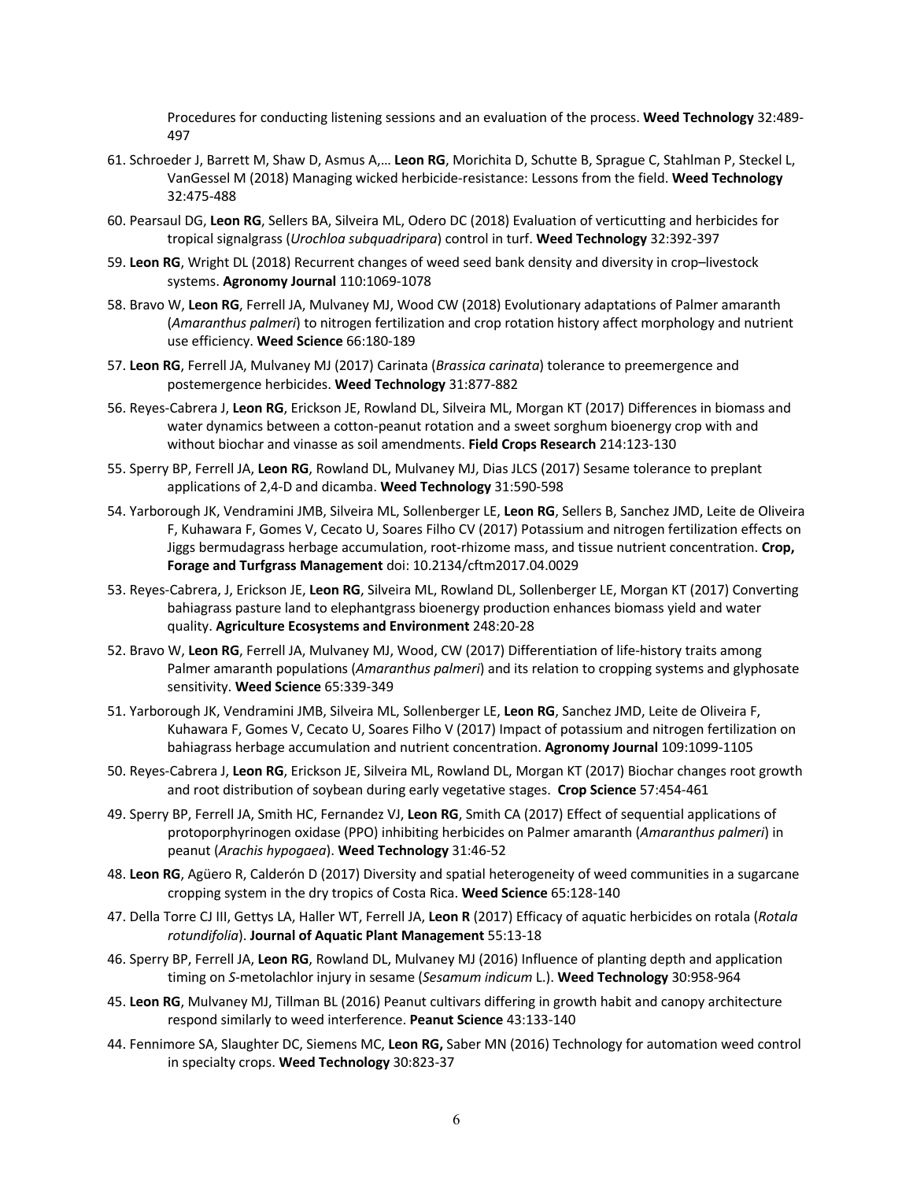Procedures for conducting listening sessions and an evaluation of the process. **Weed Technology** 32:489-497

61. Schroeder J, Barrett M, Shaw D, Asmus A,… **Leon RG**, Morichita D, Schutte B, Sprague C, Stahlman P, Steckel L, VanGessel M (2018) Managing wicked herbicide-resistance: Lessons from the field. **Weed Technology** 32:475-488

60. Pearsaul DG, **Leon RG**, Sellers BA, Silveira ML, Odero DC (2018) Evaluation of verticutting and herbicides for tropical signalgrass (*Urochloa subquadripara*) control in turf. **Weed Technology** 32:392-397

59. **Leon RG**, Wright DL (2018) Recurrent changes of weed seed bank density and diversity in crop–livestock systems. **Agronomy Journal** 110:1069-1078

58. Bravo W, **Leon RG**, Ferrell JA, Mulvaney MJ, Wood CW (2018) Evolutionary adaptations of Palmer amaranth (*Amaranthus palmeri*) to nitrogen fertilization and crop rotation history affect morphology and nutrient use efficiency. **Weed Science** 66:180-189

57. **Leon RG**, Ferrell JA, Mulvaney MJ (2017) Carinata (*Brassica carinata*) tolerance to preemergence and postemergence herbicides. **Weed Technology** 31:877-882

56. Reyes-Cabrera J, **Leon RG**, Erickson JE, Rowland DL, Silveira ML, Morgan KT (2017) Differences in biomass and water dynamics between a cotton-peanut rotation and a sweet sorghum bioenergy crop with and without biochar and vinasse as soil amendments. **Field Crops Research** 214:123-130

55. Sperry BP, Ferrell JA, **Leon RG**, Rowland DL, Mulvaney MJ, Dias JLCS (2017) Sesame tolerance to preplant applications of 2,4-D and dicamba. **Weed Technology** 31:590-598

54. Yarborough JK, Vendramini JMB, Silveira ML, Sollenberger LE, **Leon RG**, Sellers B, Sanchez JMD, Leite de Oliveira F, Kuhawara F, Gomes V, Cecato U, Soares Filho CV (2017) Potassium and nitrogen fertilization effects on Jiggs bermudagrass herbage accumulation, root-rhizome mass, and tissue nutrient concentration. **Crop, Forage and Turfgrass Management** doi: 10.2134/cftm2017.04.0029

53. Reyes-Cabrera, J, Erickson JE, **Leon RG**, Silveira ML, Rowland DL, Sollenberger LE, Morgan KT (2017) Converting bahiagrass pasture land to elephantgrass bioenergy production enhances biomass yield and water quality. **Agriculture Ecosystems and Environment** 248:20-28

52. Bravo W, **Leon RG**, Ferrell JA, Mulvaney MJ, Wood, CW (2017) Differentiation of life-history traits among Palmer amaranth populations (*Amaranthus palmeri*) and its relation to cropping systems and glyphosate sensitivity. **Weed Science** 65:339-349

51. Yarborough JK, Vendramini JMB, Silveira ML, Sollenberger LE, **Leon RG**, Sanchez JMD, Leite de Oliveira F, Kuhawara F, Gomes V, Cecato U, Soares Filho V (2017) Impact of potassium and nitrogen fertilization on bahiagrass herbage accumulation and nutrient concentration. **Agronomy Journal** 109:1099-1105

50. Reyes-Cabrera J, **Leon RG**, Erickson JE, Silveira ML, Rowland DL, Morgan KT (2017) Biochar changes root growth and root distribution of soybean during early vegetative stages. **Crop Science** 57:454-461

49. Sperry BP, Ferrell JA, Smith HC, Fernandez VJ, **Leon RG**, Smith CA (2017) Effect of sequential applications of protoporphyrinogen oxidase (PPO) inhibiting herbicides on Palmer amaranth (*Amaranthus palmeri*) in peanut (*Arachis hypogaea*). **Weed Technology** 31:46-52

48. **Leon RG**, Agüero R, Calderón D (2017) Diversity and spatial heterogeneity of weed communities in a sugarcane cropping system in the dry tropics of Costa Rica. **Weed Science** 65:128-140

47. Della Torre CJ III, Gettys LA, Haller WT, Ferrell JA, **Leon R** (2017) Efficacy of aquatic herbicides on rotala (*Rotala rotundifolia*). **Journal of Aquatic Plant Management** 55:13-18

46. Sperry BP, Ferrell JA, **Leon RG**, Rowland DL, Mulvaney MJ (2016) Influence of planting depth and application timing on *S*-metolachlor injury in sesame (*Sesamum indicum* L.). **Weed Technology** 30:958-964

45. **Leon RG**, Mulvaney MJ, Tillman BL (2016) Peanut cultivars differing in growth habit and canopy architecture respond similarly to weed interference. **Peanut Science** 43:133-140

44. Fennimore SA, Slaughter DC, Siemens MC, **Leon RG,** Saber MN (2016) Technology for automation weed control in specialty crops. **Weed Technology** 30:823-37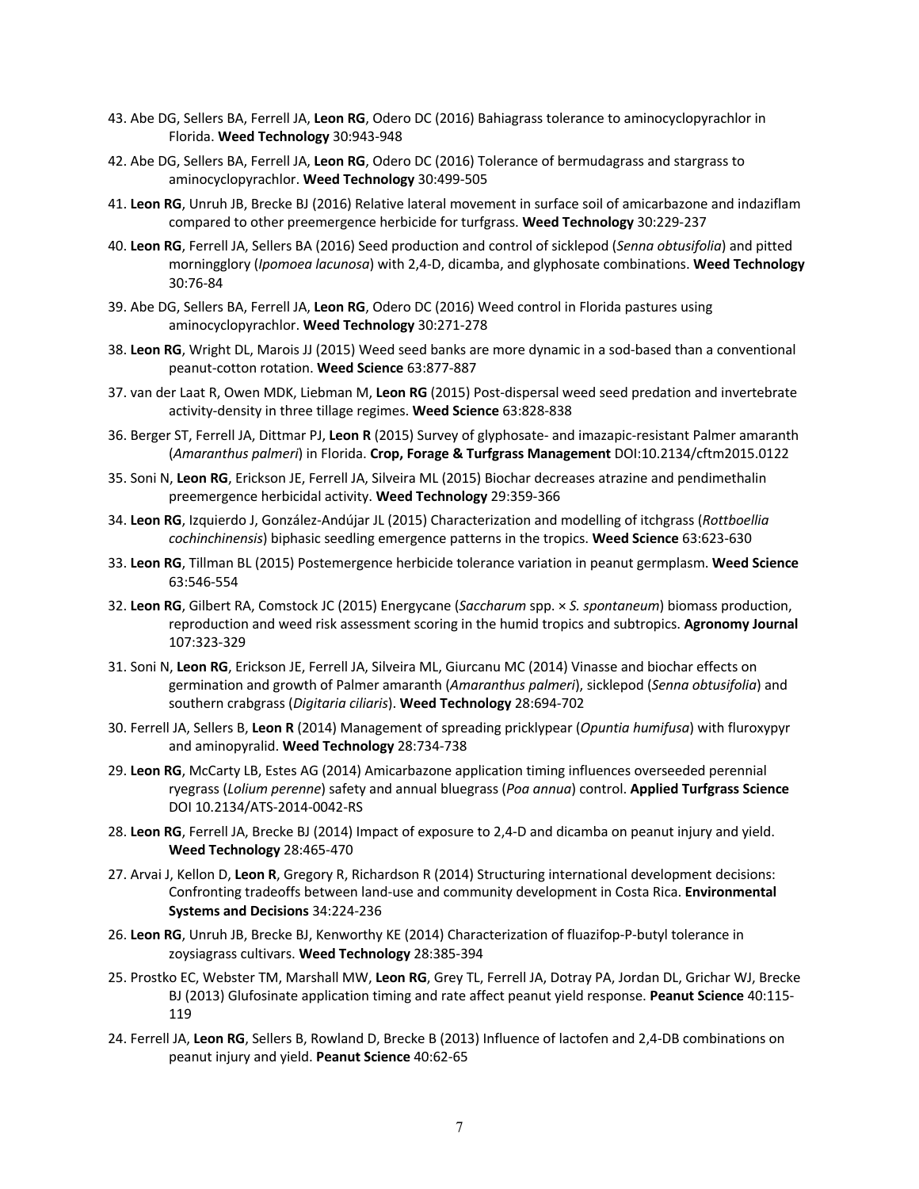43. Abe DG, Sellers BA, Ferrell JA, **Leon RG**, Odero DC (2016) Bahiagrass tolerance to aminocyclopyrachlor in Florida. **Weed Technology** 30:943-948

42. Abe DG, Sellers BA, Ferrell JA, **Leon RG**, Odero DC (2016) Tolerance of bermudagrass and stargrass to aminocyclopyrachlor. **Weed Technology** 30:499-505

41. **Leon RG**, Unruh JB, Brecke BJ (2016) Relative lateral movement in surface soil of amicarbazone and indaziflam compared to other preemergence herbicide for turfgrass. **Weed Technology** 30:229-237

40. **Leon RG**, Ferrell JA, Sellers BA (2016) Seed production and control of sicklepod (*Senna obtusifolia*) and pitted morningglory (*Ipomoea lacunosa*) with 2,4-D, dicamba, and glyphosate combinations. **Weed Technology** 30:76-84

39. Abe DG, Sellers BA, Ferrell JA, **Leon RG**, Odero DC (2016) Weed control in Florida pastures using aminocyclopyrachlor. **Weed Technology** 30:271-278

38. **Leon RG**, Wright DL, Marois JJ (2015) Weed seed banks are more dynamic in a sod-based than a conventional peanut-cotton rotation. **Weed Science** 63:877-887

37. van der Laat R, Owen MDK, Liebman M, **Leon RG** (2015) Post-dispersal weed seed predation and invertebrate activity-density in three tillage regimes. **Weed Science** 63:828-838

36. Berger ST, Ferrell JA, Dittmar PJ, **Leon R** (2015) Survey of glyphosate- and imazapic-resistant Palmer amaranth (*Amaranthus palmeri*) in Florida. **Crop, Forage & Turfgrass Management** DOI:10.2134/cftm2015.0122

35. Soni N, **Leon RG**, Erickson JE, Ferrell JA, Silveira ML (2015) Biochar decreases atrazine and pendimethalin preemergence herbicidal activity. **Weed Technology** 29:359-366

34. **Leon RG**, Izquierdo J, González-Andújar JL (2015) Characterization and modelling of itchgrass (*Rottboellia cochinchinensis*) biphasic seedling emergence patterns in the tropics. **Weed Science** 63:623-630

33. **Leon RG**, Tillman BL (2015) Postemergence herbicide tolerance variation in peanut germplasm. **Weed Science** 63:546-554

32. **Leon RG**, Gilbert RA, Comstock JC (2015) Energycane (*Saccharum* spp. × *S. spontaneum*) biomass production, reproduction and weed risk assessment scoring in the humid tropics and subtropics. **Agronomy Journal** 107:323-329

31. Soni N, **Leon RG**, Erickson JE, Ferrell JA, Silveira ML, Giurcanu MC (2014) Vinasse and biochar effects on germination and growth of Palmer amaranth (*Amaranthus palmeri*), sicklepod (*Senna obtusifolia*) and southern crabgrass (*Digitaria ciliaris*). **Weed Technology** 28:694-702

30. Ferrell JA, Sellers B, **Leon R** (2014) Management of spreading pricklypear (*Opuntia humifusa*) with fluroxypyr and aminopyralid. **Weed Technology** 28:734-738

29. **Leon RG**, McCarty LB, Estes AG (2014) Amicarbazone application timing influences overseeded perennial ryegrass (*Lolium perenne*) safety and annual bluegrass (*Poa annua*) control. **Applied Turfgrass Science** DOI 10.2134/ATS-2014-0042-RS

28. **Leon RG**, Ferrell JA, Brecke BJ (2014) Impact of exposure to 2,4-D and dicamba on peanut injury and yield. **Weed Technology** 28:465-470

27. Arvai J, Kellon D, **Leon R**, Gregory R, Richardson R (2014) Structuring international development decisions: Confronting tradeoffs between land-use and community development in Costa Rica. **Environmental Systems and Decisions** 34:224-236

26. **Leon RG**, Unruh JB, Brecke BJ, Kenworthy KE (2014) Characterization of fluazifop-P-butyl tolerance in zoysiagrass cultivars. **Weed Technology** 28:385-394

25. Prostko EC, Webster TM, Marshall MW, **Leon RG**, Grey TL, Ferrell JA, Dotray PA, Jordan DL, Grichar WJ, Brecke BJ (2013) Glufosinate application timing and rate affect peanut yield response. **Peanut Science** 40:115-119

24. Ferrell JA, **Leon RG**, Sellers B, Rowland D, Brecke B (2013) Influence of lactofen and 2,4-DB combinations on peanut injury and yield. **Peanut Science** 40:62-65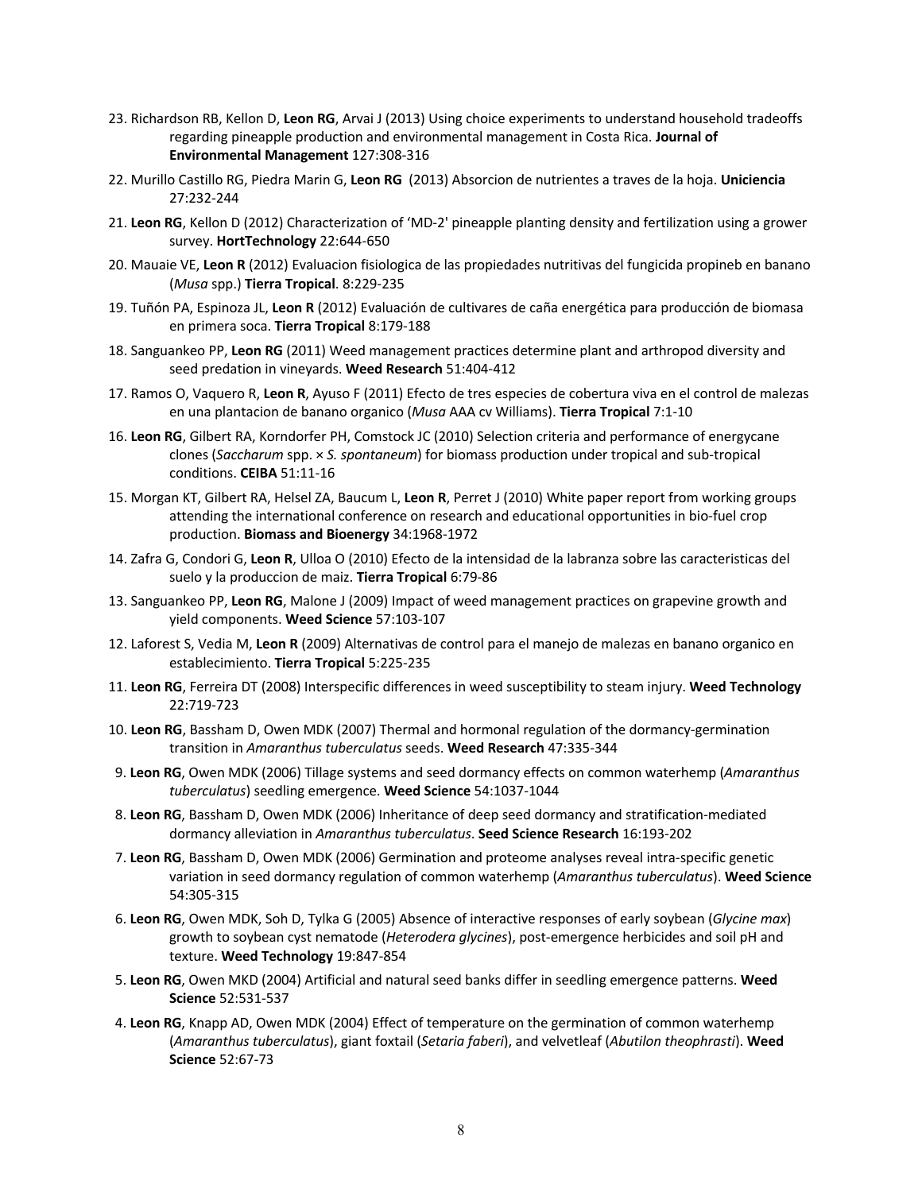23. Richardson RB, Kellon D, **Leon RG**, Arvai J (2013) Using choice experiments to understand household tradeoffs regarding pineapple production and environmental management in Costa Rica. **Journal of Environmental Management** 127:308-316

22. Murillo Castillo RG, Piedra Marin G, **Leon RG** (2013) Absorcion de nutrientes a traves de la hoja. **Uniciencia** 27:232-244

21. **Leon RG**, Kellon D (2012) Characterization of 'MD-2' pineapple planting density and fertilization using a grower survey. **HortTechnology** 22:644-650

20. Mauaie VE, **Leon R** (2012) Evaluacion fisiologica de las propiedades nutritivas del fungicida propineb en banano (*Musa* spp.) **Tierra Tropical**. 8:229-235

19. Tuñón PA, Espinoza JL, **Leon R** (2012) Evaluación de cultivares de caña energética para producción de biomasa en primera soca. **Tierra Tropical** 8:179-188

18. Sanguankeo PP, **Leon RG** (2011) Weed management practices determine plant and arthropod diversity and seed predation in vineyards. **Weed Research** 51:404-412

17. Ramos O, Vaquero R, **Leon R**, Ayuso F (2011) Efecto de tres especies de cobertura viva en el control de malezas en una plantacion de banano organico (*Musa* AAA cv Williams). **Tierra Tropical** 7:1-10

16. **Leon RG**, Gilbert RA, Korndorfer PH, Comstock JC (2010) Selection criteria and performance of energycane clones (*Saccharum* spp. × *S. spontaneum*) for biomass production under tropical and sub-tropical conditions. **CEIBA** 51:11-16

15. Morgan KT, Gilbert RA, Helsel ZA, Baucum L, **Leon R**, Perret J (2010) White paper report from working groups attending the international conference on research and educational opportunities in bio-fuel crop production. **Biomass and Bioenergy** 34:1968-1972

14. Zafra G, Condori G, **Leon R**, Ulloa O (2010) Efecto de la intensidad de la labranza sobre las caracteristicas del suelo y la produccion de maiz. **Tierra Tropical** 6:79-86

13. Sanguankeo PP, **Leon RG**, Malone J (2009) Impact of weed management practices on grapevine growth and yield components. **Weed Science** 57:103-107

12. Laforest S, Vedia M, **Leon R** (2009) Alternativas de control para el manejo de malezas en banano organico en establecimiento. **Tierra Tropical** 5:225-235

11. **Leon RG**, Ferreira DT (2008) Interspecific differences in weed susceptibility to steam injury. **Weed Technology** 22:719-723

10. **Leon RG**, Bassham D, Owen MDK (2007) Thermal and hormonal regulation of the dormancy-germination transition in *Amaranthus tuberculatus* seeds. **Weed Research** 47:335-344

9. **Leon RG**, Owen MDK (2006) Tillage systems and seed dormancy effects on common waterhemp (*Amaranthus tuberculatus*) seedling emergence. **Weed Science** 54:1037-1044

8. **Leon RG**, Bassham D, Owen MDK (2006) Inheritance of deep seed dormancy and stratification-mediated dormancy alleviation in *Amaranthus tuberculatus*. **Seed Science Research** 16:193-202

7. **Leon RG**, Bassham D, Owen MDK (2006) Germination and proteome analyses reveal intra-specific genetic variation in seed dormancy regulation of common waterhemp (*Amaranthus tuberculatus*). **Weed Science** 54:305-315

6. **Leon RG**, Owen MDK, Soh D, Tylka G (2005) Absence of interactive responses of early soybean (*Glycine max*) growth to soybean cyst nematode (*Heterodera glycines*), post-emergence herbicides and soil pH and texture. **Weed Technology** 19:847-854

5. **Leon RG**, Owen MKD (2004) Artificial and natural seed banks differ in seedling emergence patterns. **Weed Science** 52:531-537

4. **Leon RG**, Knapp AD, Owen MDK (2004) Effect of temperature on the germination of common waterhemp (*Amaranthus tuberculatus*), giant foxtail (*Setaria faberi*), and velvetleaf (*Abutilon theophrasti*). **Weed Science** 52:67-73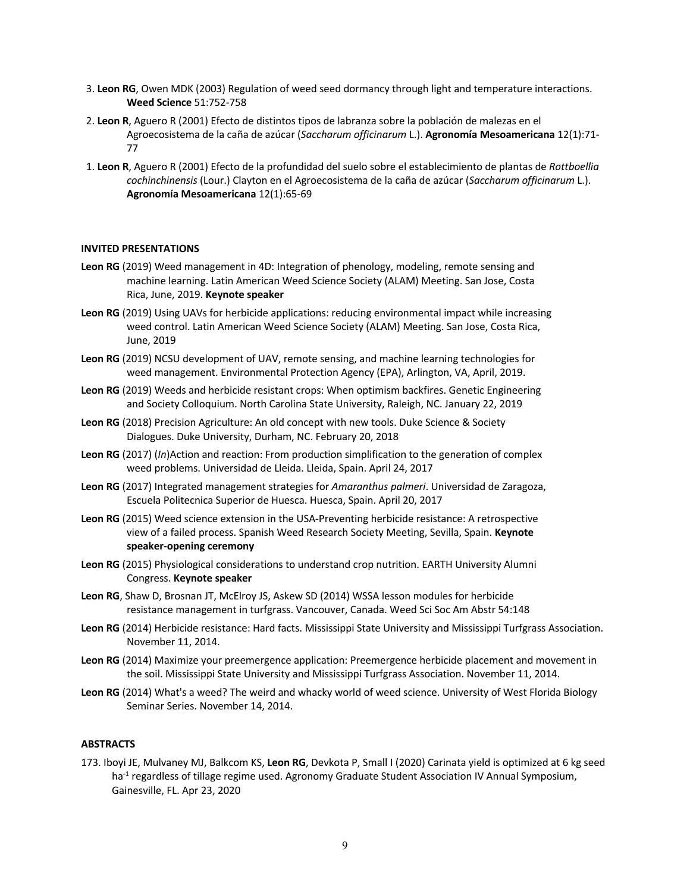3. **Leon RG**, Owen MDK (2003) Regulation of weed seed dormancy through light and temperature interactions. **Weed Science** 51:752-758

2. **Leon R**, Aguero R (2001) Efecto de distintos tipos de labranza sobre la población de malezas en el Agroecosistema de la caña de azúcar (*Saccharum officinarum* L.). **Agronomía Mesoamericana** 12(1):71-77

1. **Leon R**, Aguero R (2001) Efecto de la profundidad del suelo sobre el establecimiento de plantas de *Rottboellia cochinchinensis* (Lour.) Clayton en el Agroecosistema de la caña de azúcar (*Saccharum officinarum* L.). **Agronomía Mesoamericana** 12(1):65-69

**INVITED PRESENTATIONS**

**Leon RG** (2019) Weed management in 4D: Integration of phenology, modeling, remote sensing and machine learning. Latin American Weed Science Society (ALAM) Meeting. San Jose, Costa Rica, June, 2019. **Keynote speaker**

**Leon RG** (2019) Using UAVs for herbicide applications: reducing environmental impact while increasing weed control. Latin American Weed Science Society (ALAM) Meeting. San Jose, Costa Rica, June, 2019

**Leon RG** (2019) NCSU development of UAV, remote sensing, and machine learning technologies for weed management. Environmental Protection Agency (EPA), Arlington, VA, April, 2019.

**Leon RG** (2019) Weeds and herbicide resistant crops: When optimism backfires. Genetic Engineering and Society Colloquium. North Carolina State University, Raleigh, NC. January 22, 2019

**Leon RG** (2018) Precision Agriculture: An old concept with new tools. Duke Science & Society Dialogues. Duke University, Durham, NC. February 20, 2018

**Leon RG** (2017) (*In*)Action and reaction: From production simplification to the generation of complex weed problems. Universidad de Lleida. Lleida, Spain. April 24, 2017

**Leon RG** (2017) Integrated management strategies for *Amaranthus palmeri*. Universidad de Zaragoza, Escuela Politecnica Superior de Huesca. Huesca, Spain. April 20, 2017

**Leon RG** (2015) Weed science extension in the USA-Preventing herbicide resistance: A retrospective view of a failed process. Spanish Weed Research Society Meeting, Sevilla, Spain. **Keynote speaker-opening ceremony**

**Leon RG** (2015) Physiological considerations to understand crop nutrition. EARTH University Alumni Congress. **Keynote speaker**

**Leon RG**, Shaw D, Brosnan JT, McElroy JS, Askew SD (2014) WSSA lesson modules for herbicide resistance management in turfgrass. Vancouver, Canada. Weed Sci Soc Am Abstr 54:148

**Leon RG** (2014) Herbicide resistance: Hard facts. Mississippi State University and Mississippi Turfgrass Association. November 11, 2014.

**Leon RG** (2014) Maximize your preemergence application: Preemergence herbicide placement and movement in the soil. Mississippi State University and Mississippi Turfgrass Association. November 11, 2014.

**Leon RG** (2014) What's a weed? The weird and whacky world of weed science. University of West Florida Biology Seminar Series. November 14, 2014.

**ABSTRACTS**

173. Iboyi JE, Mulvaney MJ, Balkcom KS, **Leon RG**, Devkota P, Small I (2020) Carinata yield is optimized at 6 kg seed $ha^{-1}$ regardless of tillage regime used. Agronomy Graduate Student Association IV Annual Symposium, Gainesville, FL. Apr 23, 2020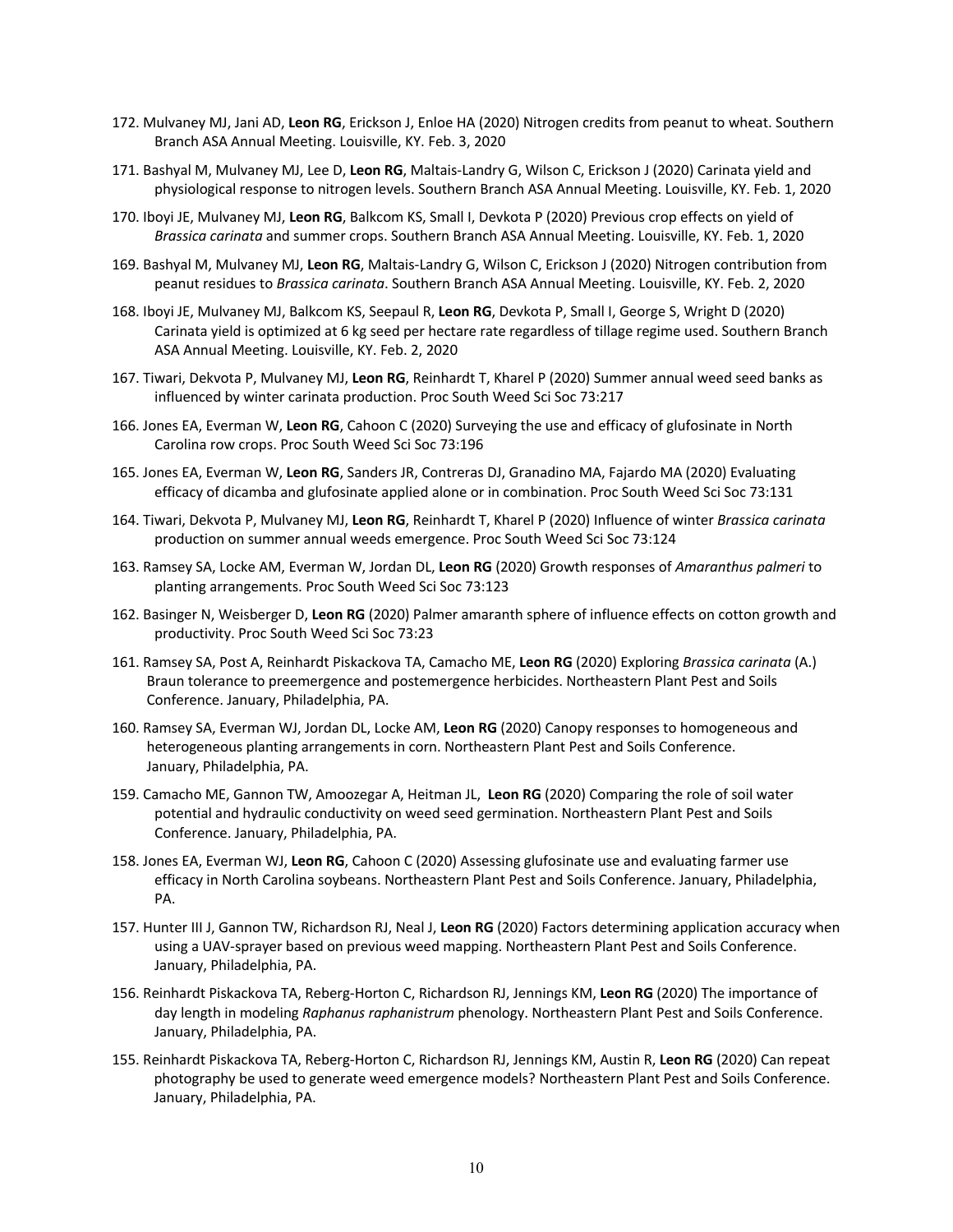172. Mulvaney MJ, Jani AD, **Leon RG**, Erickson J, Enloe HA (2020) Nitrogen credits from peanut to wheat. Southern Branch ASA Annual Meeting. Louisville, KY. Feb. 3, 2020

171. Bashyal M, Mulvaney MJ, Lee D, **Leon RG**, Maltais-Landry G, Wilson C, Erickson J (2020) Carinata yield and physiological response to nitrogen levels. Southern Branch ASA Annual Meeting. Louisville, KY. Feb. 1, 2020

170. Iboyi JE, Mulvaney MJ, **Leon RG**, Balkcom KS, Small I, Devkota P (2020) Previous crop effects on yield of *Brassica carinata* and summer crops. Southern Branch ASA Annual Meeting. Louisville, KY. Feb. 1, 2020

169. Bashyal M, Mulvaney MJ, **Leon RG**, Maltais-Landry G, Wilson C, Erickson J (2020) Nitrogen contribution from peanut residues to *Brassica carinata*. Southern Branch ASA Annual Meeting. Louisville, KY. Feb. 2, 2020

168. Iboyi JE, Mulvaney MJ, Balkcom KS, Seepaul R, **Leon RG**, Devkota P, Small I, George S, Wright D (2020) Carinata yield is optimized at 6 kg seed per hectare rate regardless of tillage regime used. Southern Branch ASA Annual Meeting. Louisville, KY. Feb. 2, 2020

167. Tiwari, Dekvota P, Mulvaney MJ, **Leon RG**, Reinhardt T, Kharel P (2020) Summer annual weed seed banks as influenced by winter carinata production. Proc South Weed Sci Soc 73:217

166. Jones EA, Everman W, **Leon RG**, Cahoon C (2020) Surveying the use and efficacy of glufosinate in North Carolina row crops. Proc South Weed Sci Soc 73:196

165. Jones EA, Everman W, **Leon RG**, Sanders JR, Contreras DJ, Granadino MA, Fajardo MA (2020) Evaluating efficacy of dicamba and glufosinate applied alone or in combination. Proc South Weed Sci Soc 73:131

164. Tiwari, Dekvota P, Mulvaney MJ, **Leon RG**, Reinhardt T, Kharel P (2020) Influence of winter *Brassica carinata* production on summer annual weeds emergence. Proc South Weed Sci Soc 73:124

163. Ramsey SA, Locke AM, Everman W, Jordan DL, **Leon RG** (2020) Growth responses of *Amaranthus palmeri* to planting arrangements. Proc South Weed Sci Soc 73:123

162. Basinger N, Weisberger D, **Leon RG** (2020) Palmer amaranth sphere of influence effects on cotton growth and productivity. Proc South Weed Sci Soc 73:23

161. Ramsey SA, Post A, Reinhardt Piskackova TA, Camacho ME, **Leon RG** (2020) Exploring *Brassica carinata* (A.) Braun tolerance to preemergence and postemergence herbicides. Northeastern Plant Pest and Soils Conference. January, Philadelphia, PA.

160. Ramsey SA, Everman WJ, Jordan DL, Locke AM, **Leon RG** (2020) Canopy responses to homogeneous and heterogeneous planting arrangements in corn. Northeastern Plant Pest and Soils Conference. January, Philadelphia, PA.

159. Camacho ME, Gannon TW, Amoozegar A, Heitman JL, **Leon RG** (2020) Comparing the role of soil water potential and hydraulic conductivity on weed seed germination. Northeastern Plant Pest and Soils Conference. January, Philadelphia, PA.

158. Jones EA, Everman WJ, **Leon RG**, Cahoon C (2020) Assessing glufosinate use and evaluating farmer use efficacy in North Carolina soybeans. Northeastern Plant Pest and Soils Conference. January, Philadelphia, PA.

157. Hunter III J, Gannon TW, Richardson RJ, Neal J, **Leon RG** (2020) Factors determining application accuracy when using a UAV-sprayer based on previous weed mapping. Northeastern Plant Pest and Soils Conference. January, Philadelphia, PA.

156. Reinhardt Piskackova TA, Reberg-Horton C, Richardson RJ, Jennings KM, **Leon RG** (2020) The importance of day length in modeling *Raphanus raphanistrum* phenology. Northeastern Plant Pest and Soils Conference. January, Philadelphia, PA.

155. Reinhardt Piskackova TA, Reberg-Horton C, Richardson RJ, Jennings KM, Austin R, **Leon RG** (2020) Can repeat photography be used to generate weed emergence models? Northeastern Plant Pest and Soils Conference. January, Philadelphia, PA.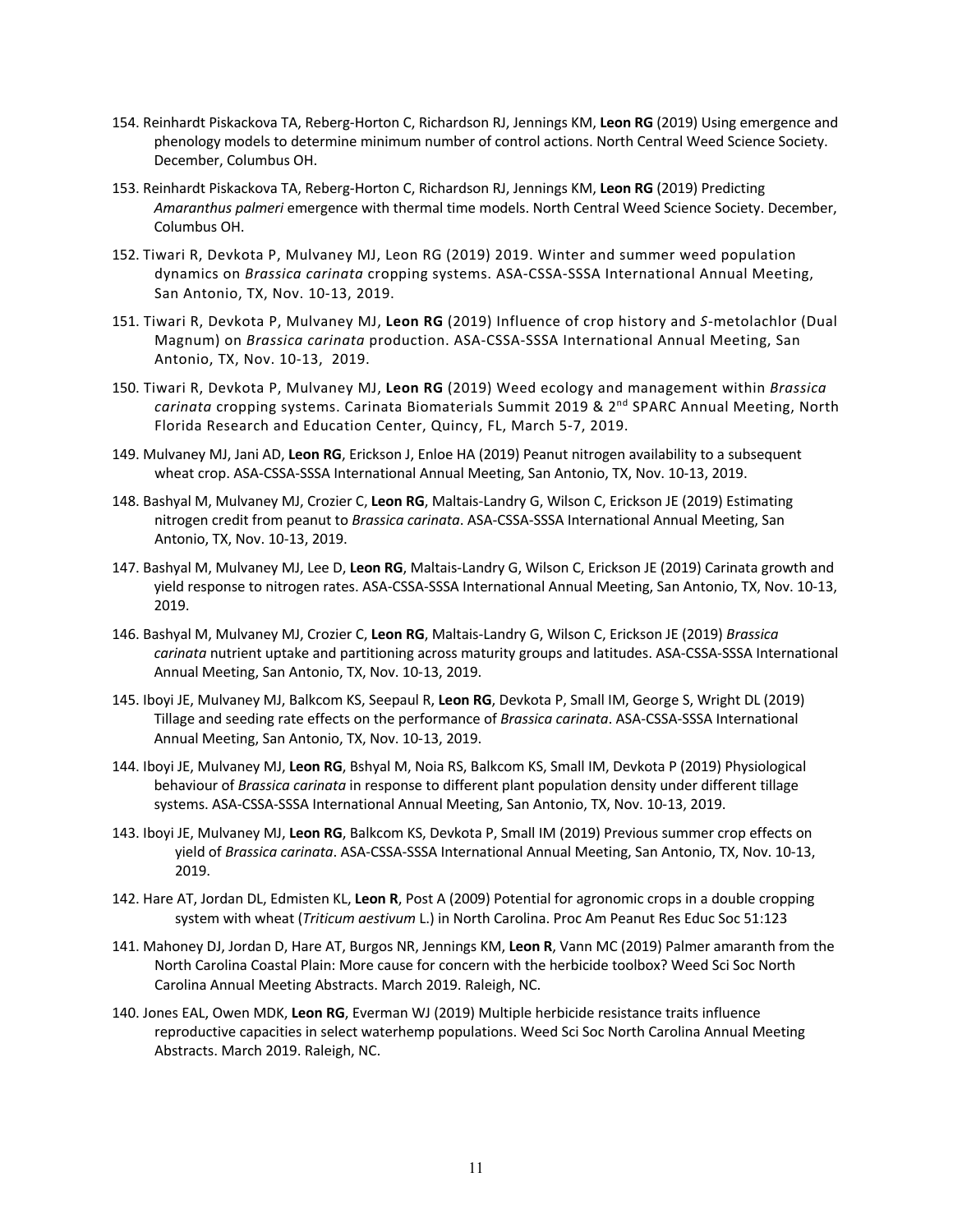154. Reinhardt Piskackova TA, Reberg-Horton C, Richardson RJ, Jennings KM, **Leon RG** (2019) Using emergence and phenology models to determine minimum number of control actions. North Central Weed Science Society. December, Columbus OH.

153. Reinhardt Piskackova TA, Reberg-Horton C, Richardson RJ, Jennings KM, **Leon RG** (2019) Predicting *Amaranthus palmeri* emergence with thermal time models. North Central Weed Science Society. December, Columbus OH.

152. Tiwari R, Devkota P, Mulvaney MJ, Leon RG (2019) 2019. Winter and summer weed population dynamics on *Brassica carinata* cropping systems. ASA-CSSA-SSSA International Annual Meeting, San Antonio, TX, Nov. 10-13, 2019.

151. Tiwari R, Devkota P, Mulvaney MJ, **Leon RG** (2019) Influence of crop history and *S*-metolachlor (Dual Magnum) on *Brassica carinata* production. ASA-CSSA-SSSA International Annual Meeting, San Antonio, TX, Nov. 10-13, 2019.

150. Tiwari R, Devkota P, Mulvaney MJ, **Leon RG** (2019) Weed ecology and management within *Brassica carinata* cropping systems. Carinata Biomaterials Summit 2019 & 2nd SPARC Annual Meeting, North Florida Research and Education Center, Quincy, FL, March 5-7, 2019.

149. Mulvaney MJ, Jani AD, **Leon RG**, Erickson J, Enloe HA (2019) Peanut nitrogen availability to a subsequent wheat crop. ASA-CSSA-SSSA International Annual Meeting, San Antonio, TX, Nov. 10-13, 2019.

148. Bashyal M, Mulvaney MJ, Crozier C, **Leon RG**, Maltais-Landry G, Wilson C, Erickson JE (2019) Estimating nitrogen credit from peanut to *Brassica carinata*. ASA-CSSA-SSSA International Annual Meeting, San Antonio, TX, Nov. 10-13, 2019.

147. Bashyal M, Mulvaney MJ, Lee D, **Leon RG**, Maltais-Landry G, Wilson C, Erickson JE (2019) Carinata growth and yield response to nitrogen rates. ASA-CSSA-SSSA International Annual Meeting, San Antonio, TX, Nov. 10-13, 2019.

146. Bashyal M, Mulvaney MJ, Crozier C, **Leon RG**, Maltais-Landry G, Wilson C, Erickson JE (2019) *Brassica carinata* nutrient uptake and partitioning across maturity groups and latitudes. ASA-CSSA-SSSA International Annual Meeting, San Antonio, TX, Nov. 10-13, 2019.

145. Iboyi JE, Mulvaney MJ, Balkcom KS, Seepaul R, **Leon RG**, Devkota P, Small IM, George S, Wright DL (2019) Tillage and seeding rate effects on the performance of *Brassica carinata*. ASA-CSSA-SSSA International Annual Meeting, San Antonio, TX, Nov. 10-13, 2019.

144. Iboyi JE, Mulvaney MJ, **Leon RG**, Bshyal M, Noia RS, Balkcom KS, Small IM, Devkota P (2019) Physiological behaviour of *Brassica carinata* in response to different plant population density under different tillage systems. ASA-CSSA-SSSA International Annual Meeting, San Antonio, TX, Nov. 10-13, 2019.

143. Iboyi JE, Mulvaney MJ, **Leon RG**, Balkcom KS, Devkota P, Small IM (2019) Previous summer crop effects on yield of *Brassica carinata*. ASA-CSSA-SSSA International Annual Meeting, San Antonio, TX, Nov. 10-13, 2019.

142. Hare AT, Jordan DL, Edmisten KL, **Leon R**, Post A (2009) Potential for agronomic crops in a double cropping system with wheat (*Triticum aestivum* L.) in North Carolina. Proc Am Peanut Res Educ Soc 51:123

141. Mahoney DJ, Jordan D, Hare AT, Burgos NR, Jennings KM, **Leon R**, Vann MC (2019) Palmer amaranth from the North Carolina Coastal Plain: More cause for concern with the herbicide toolbox? Weed Sci Soc North Carolina Annual Meeting Abstracts. March 2019. Raleigh, NC.

140. Jones EAL, Owen MDK, **Leon RG**, Everman WJ (2019) Multiple herbicide resistance traits influence reproductive capacities in select waterhemp populations. Weed Sci Soc North Carolina Annual Meeting Abstracts. March 2019. Raleigh, NC.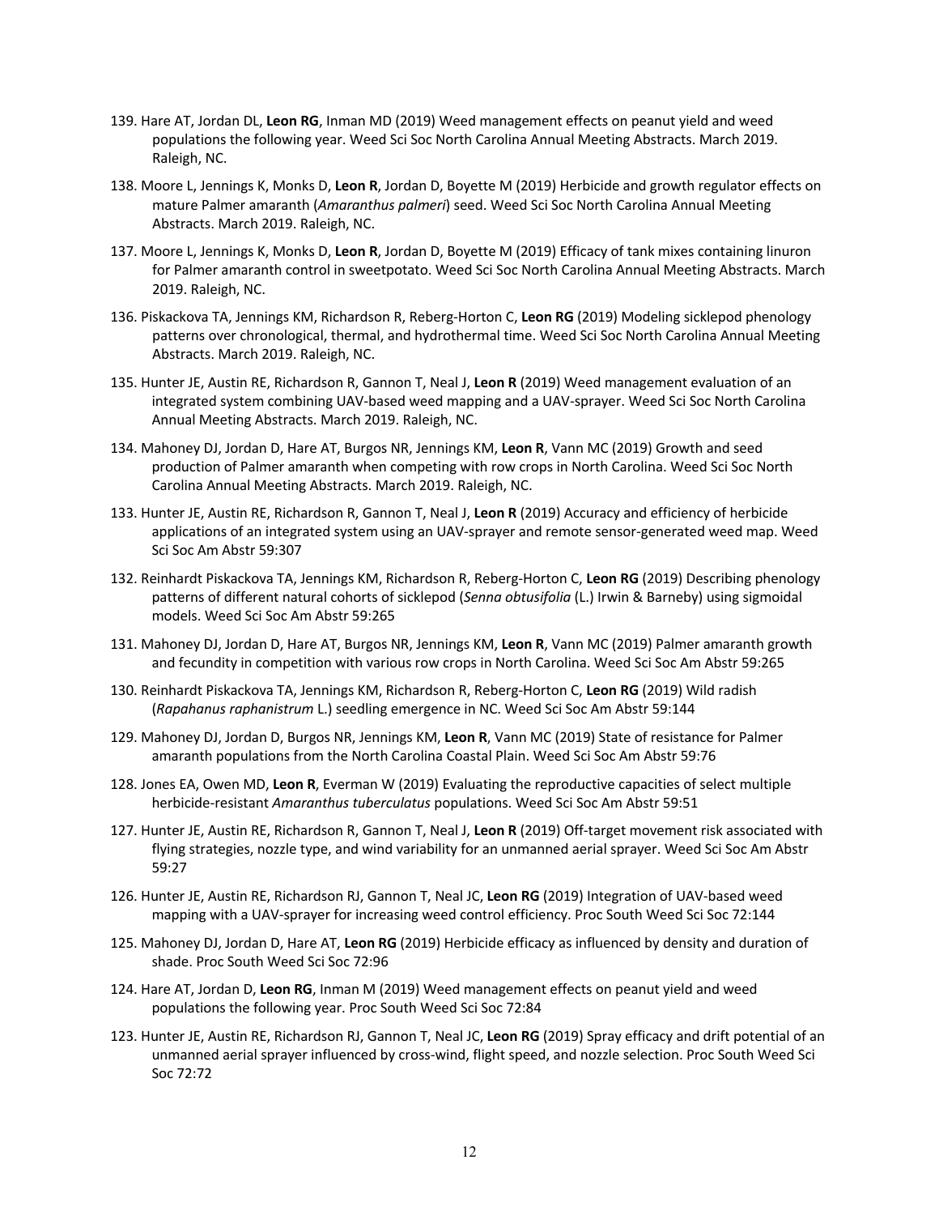139. Hare AT, Jordan DL, **Leon RG**, Inman MD (2019) Weed management effects on peanut yield and weed populations the following year. Weed Sci Soc North Carolina Annual Meeting Abstracts. March 2019. Raleigh, NC.

138. Moore L, Jennings K, Monks D, **Leon R**, Jordan D, Boyette M (2019) Herbicide and growth regulator effects on mature Palmer amaranth (*Amaranthus palmeri*) seed. Weed Sci Soc North Carolina Annual Meeting Abstracts. March 2019. Raleigh, NC.

137. Moore L, Jennings K, Monks D, **Leon R**, Jordan D, Boyette M (2019) Efficacy of tank mixes containing linuron for Palmer amaranth control in sweetpotato. Weed Sci Soc North Carolina Annual Meeting Abstracts. March 2019. Raleigh, NC.

136. Piskackova TA, Jennings KM, Richardson R, Reberg-Horton C, **Leon RG** (2019) Modeling sicklepod phenology patterns over chronological, thermal, and hydrothermal time. Weed Sci Soc North Carolina Annual Meeting Abstracts. March 2019. Raleigh, NC.

135. Hunter JE, Austin RE, Richardson R, Gannon T, Neal J, **Leon R** (2019) Weed management evaluation of an integrated system combining UAV-based weed mapping and a UAV-sprayer. Weed Sci Soc North Carolina Annual Meeting Abstracts. March 2019. Raleigh, NC.

134. Mahoney DJ, Jordan D, Hare AT, Burgos NR, Jennings KM, **Leon R**, Vann MC (2019) Growth and seed production of Palmer amaranth when competing with row crops in North Carolina. Weed Sci Soc North Carolina Annual Meeting Abstracts. March 2019. Raleigh, NC.

133. Hunter JE, Austin RE, Richardson R, Gannon T, Neal J, **Leon R** (2019) Accuracy and efficiency of herbicide applications of an integrated system using an UAV-sprayer and remote sensor-generated weed map. Weed Sci Soc Am Abstr 59:307

132. Reinhardt Piskackova TA, Jennings KM, Richardson R, Reberg-Horton C, **Leon RG** (2019) Describing phenology patterns of different natural cohorts of sicklepod (*Senna obtusifolia* (L.) Irwin & Barneby) using sigmoidal models. Weed Sci Soc Am Abstr 59:265

131. Mahoney DJ, Jordan D, Hare AT, Burgos NR, Jennings KM, **Leon R**, Vann MC (2019) Palmer amaranth growth and fecundity in competition with various row crops in North Carolina. Weed Sci Soc Am Abstr 59:265

130. Reinhardt Piskackova TA, Jennings KM, Richardson R, Reberg-Horton C, **Leon RG** (2019) Wild radish (*Rapahanus raphanistrum* L.) seedling emergence in NC. Weed Sci Soc Am Abstr 59:144

129. Mahoney DJ, Jordan D, Burgos NR, Jennings KM, **Leon R**, Vann MC (2019) State of resistance for Palmer amaranth populations from the North Carolina Coastal Plain. Weed Sci Soc Am Abstr 59:76

128. Jones EA, Owen MD, **Leon R**, Everman W (2019) Evaluating the reproductive capacities of select multiple herbicide-resistant *Amaranthus tuberculatus* populations. Weed Sci Soc Am Abstr 59:51

127. Hunter JE, Austin RE, Richardson R, Gannon T, Neal J, **Leon R** (2019) Off-target movement risk associated with flying strategies, nozzle type, and wind variability for an unmanned aerial sprayer. Weed Sci Soc Am Abstr 59:27

126. Hunter JE, Austin RE, Richardson RJ, Gannon T, Neal JC, **Leon RG** (2019) Integration of UAV-based weed mapping with a UAV-sprayer for increasing weed control efficiency. Proc South Weed Sci Soc 72:144

125. Mahoney DJ, Jordan D, Hare AT, **Leon RG** (2019) Herbicide efficacy as influenced by density and duration of shade. Proc South Weed Sci Soc 72:96

124. Hare AT, Jordan D, **Leon RG**, Inman M (2019) Weed management effects on peanut yield and weed populations the following year. Proc South Weed Sci Soc 72:84

123. Hunter JE, Austin RE, Richardson RJ, Gannon T, Neal JC, **Leon RG** (2019) Spray efficacy and drift potential of an unmanned aerial sprayer influenced by cross-wind, flight speed, and nozzle selection. Proc South Weed Sci Soc 72:72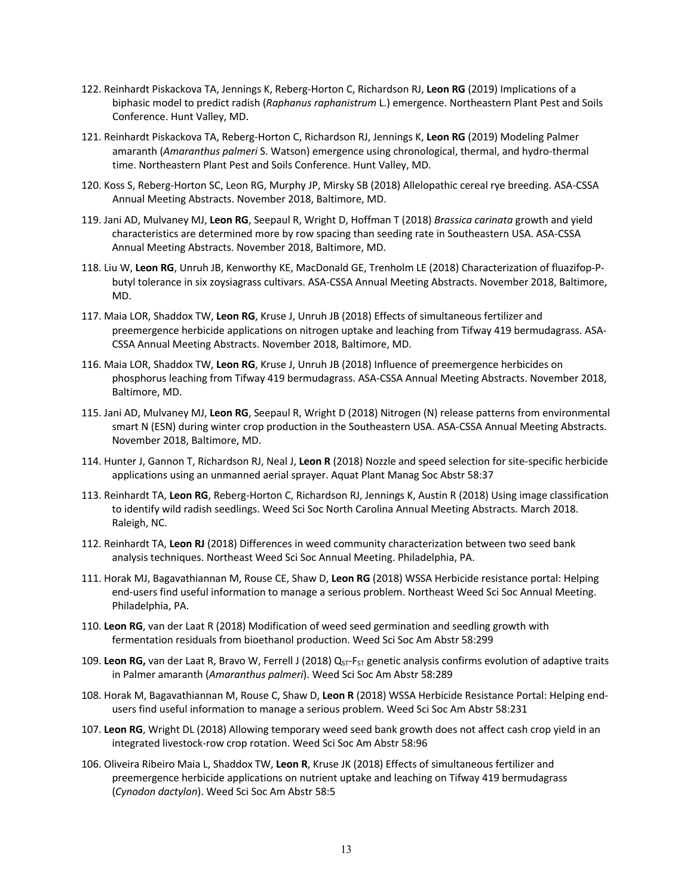122. Reinhardt Piskackova TA, Jennings K, Reberg-Horton C, Richardson RJ, **Leon RG** (2019) Implications of a biphasic model to predict radish (*Raphanus raphanistrum* L.) emergence. Northeastern Plant Pest and Soils Conference. Hunt Valley, MD.

121. Reinhardt Piskackova TA, Reberg-Horton C, Richardson RJ, Jennings K, **Leon RG** (2019) Modeling Palmer amaranth (*Amaranthus palmeri* S. Watson) emergence using chronological, thermal, and hydro-thermal time. Northeastern Plant Pest and Soils Conference. Hunt Valley, MD.

120. Koss S, Reberg-Horton SC, Leon RG, Murphy JP, Mirsky SB (2018) Allelopathic cereal rye breeding. ASA-CSSA Annual Meeting Abstracts. November 2018, Baltimore, MD.

119. Jani AD, Mulvaney MJ, **Leon RG**, Seepaul R, Wright D, Hoffman T (2018) *Brassica carinata* growth and yield characteristics are determined more by row spacing than seeding rate in Southeastern USA. ASA-CSSA Annual Meeting Abstracts. November 2018, Baltimore, MD.

118. Liu W, **Leon RG**, Unruh JB, Kenworthy KE, MacDonald GE, Trenholm LE (2018) Characterization of fluazifop-P-butyl tolerance in six zoysiagrass cultivars. ASA-CSSA Annual Meeting Abstracts. November 2018, Baltimore, MD.

117. Maia LOR, Shaddox TW, **Leon RG**, Kruse J, Unruh JB (2018) Effects of simultaneous fertilizer and preemergence herbicide applications on nitrogen uptake and leaching from Tifway 419 bermudagrass. ASA-CSSA Annual Meeting Abstracts. November 2018, Baltimore, MD.

116. Maia LOR, Shaddox TW, **Leon RG**, Kruse J, Unruh JB (2018) Influence of preemergence herbicides on phosphorus leaching from Tifway 419 bermudagrass. ASA-CSSA Annual Meeting Abstracts. November 2018, Baltimore, MD.

115. Jani AD, Mulvaney MJ, **Leon RG**, Seepaul R, Wright D (2018) Nitrogen (N) release patterns from environmental smart N (ESN) during winter crop production in the Southeastern USA. ASA-CSSA Annual Meeting Abstracts. November 2018, Baltimore, MD.

114. Hunter J, Gannon T, Richardson RJ, Neal J, **Leon R** (2018) Nozzle and speed selection for site-specific herbicide applications using an unmanned aerial sprayer. Aquat Plant Manag Soc Abstr 58:37

113. Reinhardt TA, **Leon RG**, Reberg-Horton C, Richardson RJ, Jennings K, Austin R (2018) Using image classification to identify wild radish seedlings. Weed Sci Soc North Carolina Annual Meeting Abstracts. March 2018. Raleigh, NC.

112. Reinhardt TA, **Leon RJ** (2018) Differences in weed community characterization between two seed bank analysis techniques. Northeast Weed Sci Soc Annual Meeting. Philadelphia, PA.

111. Horak MJ, Bagavathiannan M, Rouse CE, Shaw D, **Leon RG** (2018) WSSA Herbicide resistance portal: Helping end-users find useful information to manage a serious problem. Northeast Weed Sci Soc Annual Meeting. Philadelphia, PA.

110. **Leon RG**, van der Laat R (2018) Modification of weed seed germination and seedling growth with fermentation residuals from bioethanol production. Weed Sci Soc Am Abstr 58:299

109. **Leon RG,** van der Laat R, Bravo W, Ferrell J (2018) $Q_{ST}$-$F_{ST}$ genetic analysis confirms evolution of adaptive traits in Palmer amaranth (*Amaranthus palmeri*). Weed Sci Soc Am Abstr 58:289

108. Horak M, Bagavathiannan M, Rouse C, Shaw D, **Leon R** (2018) WSSA Herbicide Resistance Portal: Helping end-users find useful information to manage a serious problem. Weed Sci Soc Am Abstr 58:231

107. **Leon RG**, Wright DL (2018) Allowing temporary weed seed bank growth does not affect cash crop yield in an integrated livestock-row crop rotation. Weed Sci Soc Am Abstr 58:96

106. Oliveira Ribeiro Maia L, Shaddox TW, **Leon R**, Kruse JK (2018) Effects of simultaneous fertilizer and preemergence herbicide applications on nutrient uptake and leaching on Tifway 419 bermudagrass (*Cynodon dactylon*). Weed Sci Soc Am Abstr 58:5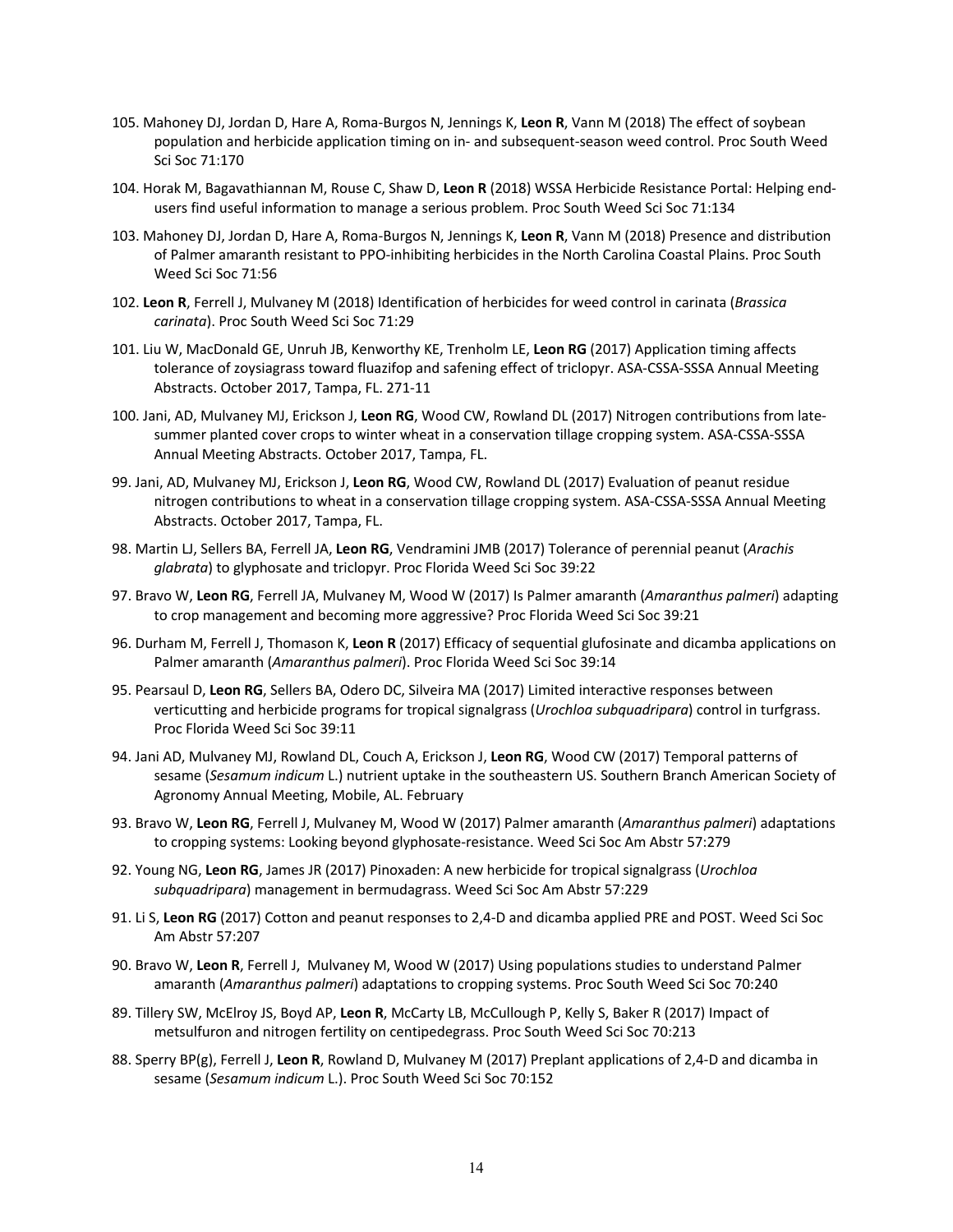105. Mahoney DJ, Jordan D, Hare A, Roma-Burgos N, Jennings K, **Leon R**, Vann M (2018) The effect of soybean population and herbicide application timing on in- and subsequent-season weed control. Proc South Weed Sci Soc 71:170

104. Horak M, Bagavathiannan M, Rouse C, Shaw D, **Leon R** (2018) WSSA Herbicide Resistance Portal: Helping end-users find useful information to manage a serious problem. Proc South Weed Sci Soc 71:134

103. Mahoney DJ, Jordan D, Hare A, Roma-Burgos N, Jennings K, **Leon R**, Vann M (2018) Presence and distribution of Palmer amaranth resistant to PPO-inhibiting herbicides in the North Carolina Coastal Plains. Proc South Weed Sci Soc 71:56

102. **Leon R**, Ferrell J, Mulvaney M (2018) Identification of herbicides for weed control in carinata (*Brassica carinata*). Proc South Weed Sci Soc 71:29

101. Liu W, MacDonald GE, Unruh JB, Kenworthy KE, Trenholm LE, **Leon RG** (2017) Application timing affects tolerance of zoysiagrass toward fluazifop and safening effect of triclopyr. ASA-CSSA-SSSA Annual Meeting Abstracts. October 2017, Tampa, FL. 271-11

100. Jani, AD, Mulvaney MJ, Erickson J, **Leon RG**, Wood CW, Rowland DL (2017) Nitrogen contributions from late-summer planted cover crops to winter wheat in a conservation tillage cropping system. ASA-CSSA-SSSA Annual Meeting Abstracts. October 2017, Tampa, FL.

99. Jani, AD, Mulvaney MJ, Erickson J, **Leon RG**, Wood CW, Rowland DL (2017) Evaluation of peanut residue nitrogen contributions to wheat in a conservation tillage cropping system. ASA-CSSA-SSSA Annual Meeting Abstracts. October 2017, Tampa, FL.

98. Martin LJ, Sellers BA, Ferrell JA, **Leon RG**, Vendramini JMB (2017) Tolerance of perennial peanut (*Arachis glabrata*) to glyphosate and triclopyr. Proc Florida Weed Sci Soc 39:22

97. Bravo W, **Leon RG**, Ferrell JA, Mulvaney M, Wood W (2017) Is Palmer amaranth (*Amaranthus palmeri*) adapting to crop management and becoming more aggressive? Proc Florida Weed Sci Soc 39:21

96. Durham M, Ferrell J, Thomason K, **Leon R** (2017) Efficacy of sequential glufosinate and dicamba applications on Palmer amaranth (*Amaranthus palmeri*). Proc Florida Weed Sci Soc 39:14

95. Pearsaul D, **Leon RG**, Sellers BA, Odero DC, Silveira MA (2017) Limited interactive responses between verticutting and herbicide programs for tropical signalgrass (*Urochloa subquadripara*) control in turfgrass. Proc Florida Weed Sci Soc 39:11

94. Jani AD, Mulvaney MJ, Rowland DL, Couch A, Erickson J, **Leon RG**, Wood CW (2017) Temporal patterns of sesame (*Sesamum indicum* L.) nutrient uptake in the southeastern US. Southern Branch American Society of Agronomy Annual Meeting, Mobile, AL. February

93. Bravo W, **Leon RG**, Ferrell J, Mulvaney M, Wood W (2017) Palmer amaranth (*Amaranthus palmeri*) adaptations to cropping systems: Looking beyond glyphosate-resistance. Weed Sci Soc Am Abstr 57:279

92. Young NG, **Leon RG**, James JR (2017) Pinoxaden: A new herbicide for tropical signalgrass (*Urochloa subquadripara*) management in bermudagrass. Weed Sci Soc Am Abstr 57:229

91. Li S, **Leon RG** (2017) Cotton and peanut responses to 2,4-D and dicamba applied PRE and POST. Weed Sci Soc Am Abstr 57:207

90. Bravo W, **Leon R**, Ferrell J, Mulvaney M, Wood W (2017) Using populations studies to understand Palmer amaranth (*Amaranthus palmeri*) adaptations to cropping systems. Proc South Weed Sci Soc 70:240

89. Tillery SW, McElroy JS, Boyd AP, **Leon R**, McCarty LB, McCullough P, Kelly S, Baker R (2017) Impact of metsulfuron and nitrogen fertility on centipedegrass. Proc South Weed Sci Soc 70:213

88. Sperry BP(g), Ferrell J, **Leon R**, Rowland D, Mulvaney M (2017) Preplant applications of 2,4-D and dicamba in sesame (*Sesamum indicum* L.). Proc South Weed Sci Soc 70:152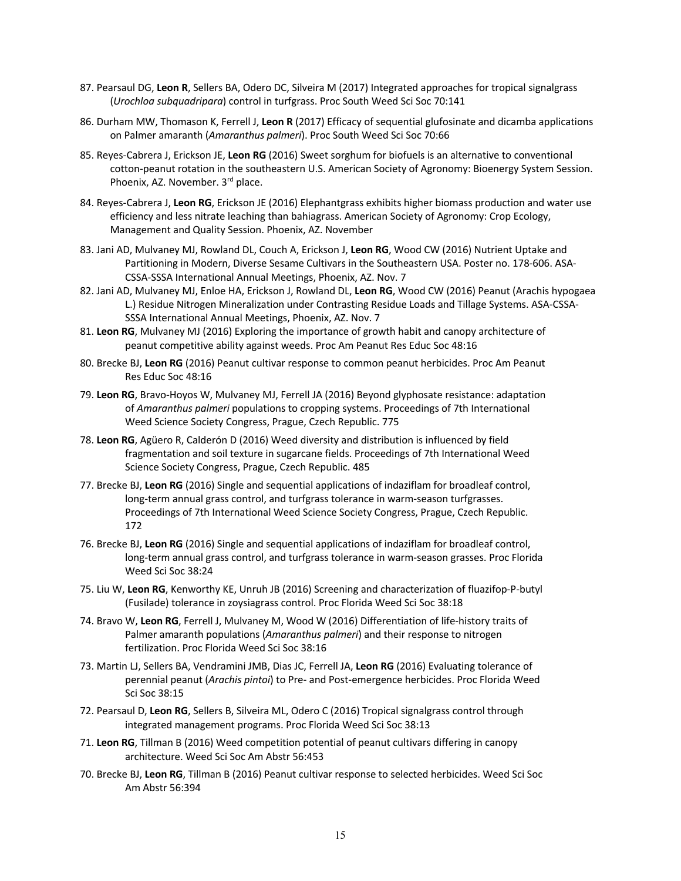87. Pearsaul DG, **Leon R**, Sellers BA, Odero DC, Silveira M (2017) Integrated approaches for tropical signalgrass (*Urochloa subquadripara*) control in turfgrass. Proc South Weed Sci Soc 70:141

86. Durham MW, Thomason K, Ferrell J, **Leon R** (2017) Efficacy of sequential glufosinate and dicamba applications on Palmer amaranth (*Amaranthus palmeri*). Proc South Weed Sci Soc 70:66

85. Reyes-Cabrera J, Erickson JE, **Leon RG** (2016) Sweet sorghum for biofuels is an alternative to conventional cotton-peanut rotation in the southeastern U.S. American Society of Agronomy: Bioenergy System Session. Phoenix, AZ. November. 3rd place.

84. Reyes-Cabrera J, **Leon RG**, Erickson JE (2016) Elephantgrass exhibits higher biomass production and water use efficiency and less nitrate leaching than bahiagrass. American Society of Agronomy: Crop Ecology, Management and Quality Session. Phoenix, AZ. November

83. Jani AD, Mulvaney MJ, Rowland DL, Couch A, Erickson J, **Leon RG**, Wood CW (2016) Nutrient Uptake and Partitioning in Modern, Diverse Sesame Cultivars in the Southeastern USA. Poster no. 178-606. ASA-CSSA-SSSA International Annual Meetings, Phoenix, AZ. Nov. 7

82. Jani AD, Mulvaney MJ, Enloe HA, Erickson J, Rowland DL, **Leon RG**, Wood CW (2016) Peanut (Arachis hypogaea L.) Residue Nitrogen Mineralization under Contrasting Residue Loads and Tillage Systems. ASA-CSSA-SSSA International Annual Meetings, Phoenix, AZ. Nov. 7

81. **Leon RG**, Mulvaney MJ (2016) Exploring the importance of growth habit and canopy architecture of peanut competitive ability against weeds. Proc Am Peanut Res Educ Soc 48:16

80. Brecke BJ, **Leon RG** (2016) Peanut cultivar response to common peanut herbicides. Proc Am Peanut Res Educ Soc 48:16

79. **Leon RG**, Bravo-Hoyos W, Mulvaney MJ, Ferrell JA (2016) Beyond glyphosate resistance: adaptation of *Amaranthus palmeri* populations to cropping systems. Proceedings of 7th International Weed Science Society Congress, Prague, Czech Republic. 775

78. **Leon RG**, Agüero R, Calderón D (2016) Weed diversity and distribution is influenced by field fragmentation and soil texture in sugarcane fields. Proceedings of 7th International Weed Science Society Congress, Prague, Czech Republic. 485

77. Brecke BJ, **Leon RG** (2016) Single and sequential applications of indaziflam for broadleaf control, long-term annual grass control, and turfgrass tolerance in warm-season turfgrasses. Proceedings of 7th International Weed Science Society Congress, Prague, Czech Republic. 172

76. Brecke BJ, **Leon RG** (2016) Single and sequential applications of indaziflam for broadleaf control, long-term annual grass control, and turfgrass tolerance in warm-season grasses. Proc Florida Weed Sci Soc 38:24

75. Liu W, **Leon RG**, Kenworthy KE, Unruh JB (2016) Screening and characterization of fluazifop-P-butyl (Fusilade) tolerance in zoysiagrass control. Proc Florida Weed Sci Soc 38:18

74. Bravo W, **Leon RG**, Ferrell J, Mulvaney M, Wood W (2016) Differentiation of life-history traits of Palmer amaranth populations (*Amaranthus palmeri*) and their response to nitrogen fertilization. Proc Florida Weed Sci Soc 38:16

73. Martin LJ, Sellers BA, Vendramini JMB, Dias JC, Ferrell JA, **Leon RG** (2016) Evaluating tolerance of perennial peanut (*Arachis pintoi*) to Pre- and Post-emergence herbicides. Proc Florida Weed Sci Soc 38:15

72. Pearsaul D, **Leon RG**, Sellers B, Silveira ML, Odero C (2016) Tropical signalgrass control through integrated management programs. Proc Florida Weed Sci Soc 38:13

71. **Leon RG**, Tillman B (2016) Weed competition potential of peanut cultivars differing in canopy architecture. Weed Sci Soc Am Abstr 56:453

70. Brecke BJ, **Leon RG**, Tillman B (2016) Peanut cultivar response to selected herbicides. Weed Sci Soc Am Abstr 56:394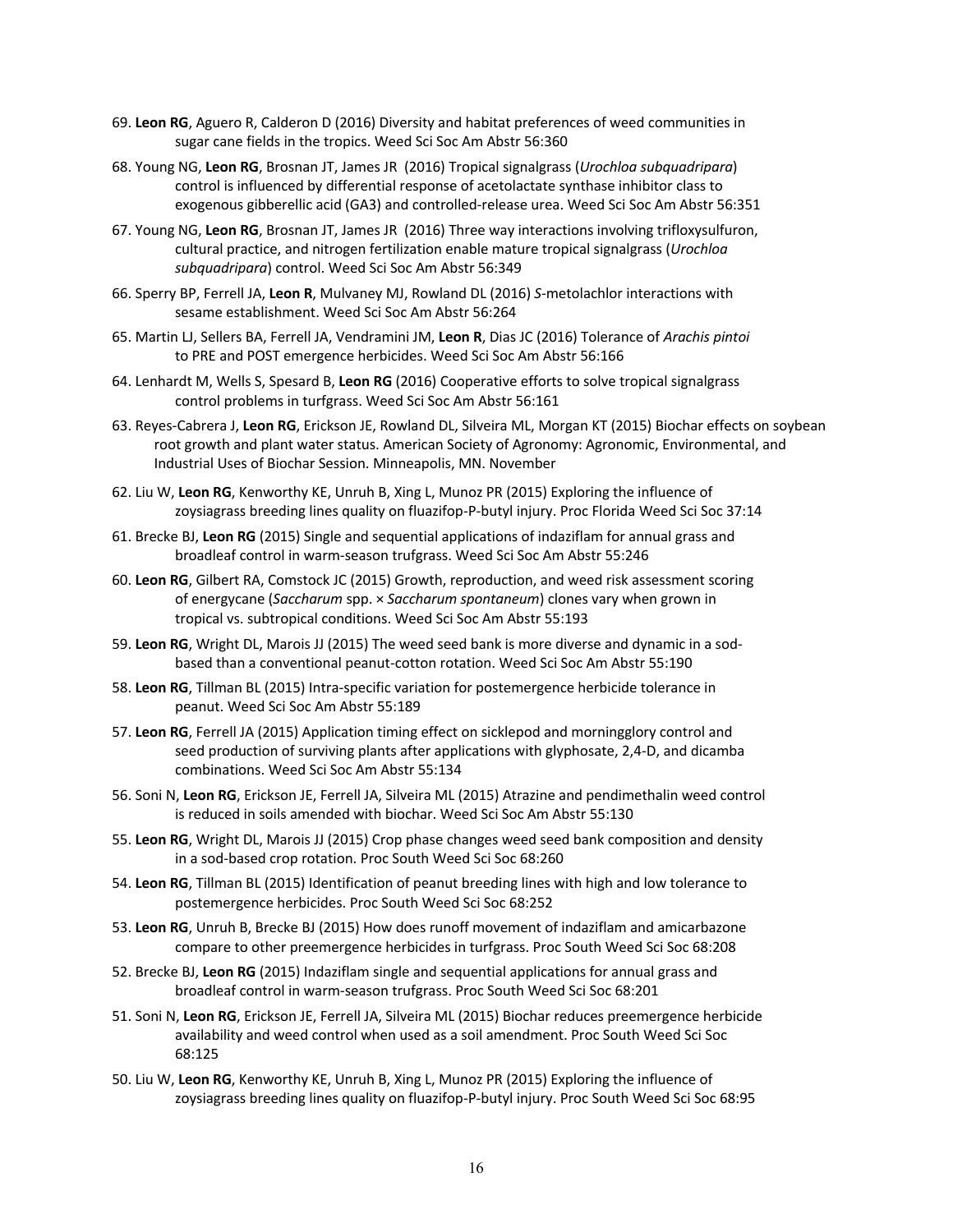69. **Leon RG**, Aguero R, Calderon D (2016) Diversity and habitat preferences of weed communities in sugar cane fields in the tropics. Weed Sci Soc Am Abstr 56:360

68. Young NG, **Leon RG**, Brosnan JT, James JR (2016) Tropical signalgrass (*Urochloa subquadripara*) control is influenced by differential response of acetolactate synthase inhibitor class to exogenous gibberellic acid (GA3) and controlled-release urea. Weed Sci Soc Am Abstr 56:351

67. Young NG, **Leon RG**, Brosnan JT, James JR (2016) Three way interactions involving trifloxysulfuron, cultural practice, and nitrogen fertilization enable mature tropical signalgrass (*Urochloa subquadripara*) control. Weed Sci Soc Am Abstr 56:349

66. Sperry BP, Ferrell JA, **Leon R**, Mulvaney MJ, Rowland DL (2016) *S*-metolachlor interactions with sesame establishment. Weed Sci Soc Am Abstr 56:264

65. Martin LJ, Sellers BA, Ferrell JA, Vendramini JM, **Leon R**, Dias JC (2016) Tolerance of *Arachis pintoi* to PRE and POST emergence herbicides. Weed Sci Soc Am Abstr 56:166

64. Lenhardt M, Wells S, Spesard B, **Leon RG** (2016) Cooperative efforts to solve tropical signalgrass control problems in turfgrass. Weed Sci Soc Am Abstr 56:161

63. Reyes-Cabrera J, **Leon RG**, Erickson JE, Rowland DL, Silveira ML, Morgan KT (2015) Biochar effects on soybean root growth and plant water status. American Society of Agronomy: Agronomic, Environmental, and Industrial Uses of Biochar Session. Minneapolis, MN. November

62. Liu W, **Leon RG**, Kenworthy KE, Unruh B, Xing L, Munoz PR (2015) Exploring the influence of zoysiagrass breeding lines quality on fluazifop-P-butyl injury. Proc Florida Weed Sci Soc 37:14

61. Brecke BJ, **Leon RG** (2015) Single and sequential applications of indaziflam for annual grass and broadleaf control in warm-season trufgrass. Weed Sci Soc Am Abstr 55:246

60. **Leon RG**, Gilbert RA, Comstock JC (2015) Growth, reproduction, and weed risk assessment scoring of energycane (*Saccharum* spp. × *Saccharum spontaneum*) clones vary when grown in tropical vs. subtropical conditions. Weed Sci Soc Am Abstr 55:193

59. **Leon RG**, Wright DL, Marois JJ (2015) The weed seed bank is more diverse and dynamic in a sod-based than a conventional peanut-cotton rotation. Weed Sci Soc Am Abstr 55:190

58. **Leon RG**, Tillman BL (2015) Intra-specific variation for postemergence herbicide tolerance in peanut. Weed Sci Soc Am Abstr 55:189

57. **Leon RG**, Ferrell JA (2015) Application timing effect on sicklepod and morningglory control and seed production of surviving plants after applications with glyphosate, 2,4-D, and dicamba combinations. Weed Sci Soc Am Abstr 55:134

56. Soni N, **Leon RG**, Erickson JE, Ferrell JA, Silveira ML (2015) Atrazine and pendimethalin weed control is reduced in soils amended with biochar. Weed Sci Soc Am Abstr 55:130

55. **Leon RG**, Wright DL, Marois JJ (2015) Crop phase changes weed seed bank composition and density in a sod-based crop rotation. Proc South Weed Sci Soc 68:260

54. **Leon RG**, Tillman BL (2015) Identification of peanut breeding lines with high and low tolerance to postemergence herbicides. Proc South Weed Sci Soc 68:252

53. **Leon RG**, Unruh B, Brecke BJ (2015) How does runoff movement of indaziflam and amicarbazone compare to other preemergence herbicides in turfgrass. Proc South Weed Sci Soc 68:208

52. Brecke BJ, **Leon RG** (2015) Indaziflam single and sequential applications for annual grass and broadleaf control in warm-season trufgrass. Proc South Weed Sci Soc 68:201

51. Soni N, **Leon RG**, Erickson JE, Ferrell JA, Silveira ML (2015) Biochar reduces preemergence herbicide availability and weed control when used as a soil amendment. Proc South Weed Sci Soc 68:125

50. Liu W, **Leon RG**, Kenworthy KE, Unruh B, Xing L, Munoz PR (2015) Exploring the influence of zoysiagrass breeding lines quality on fluazifop-P-butyl injury. Proc South Weed Sci Soc 68:95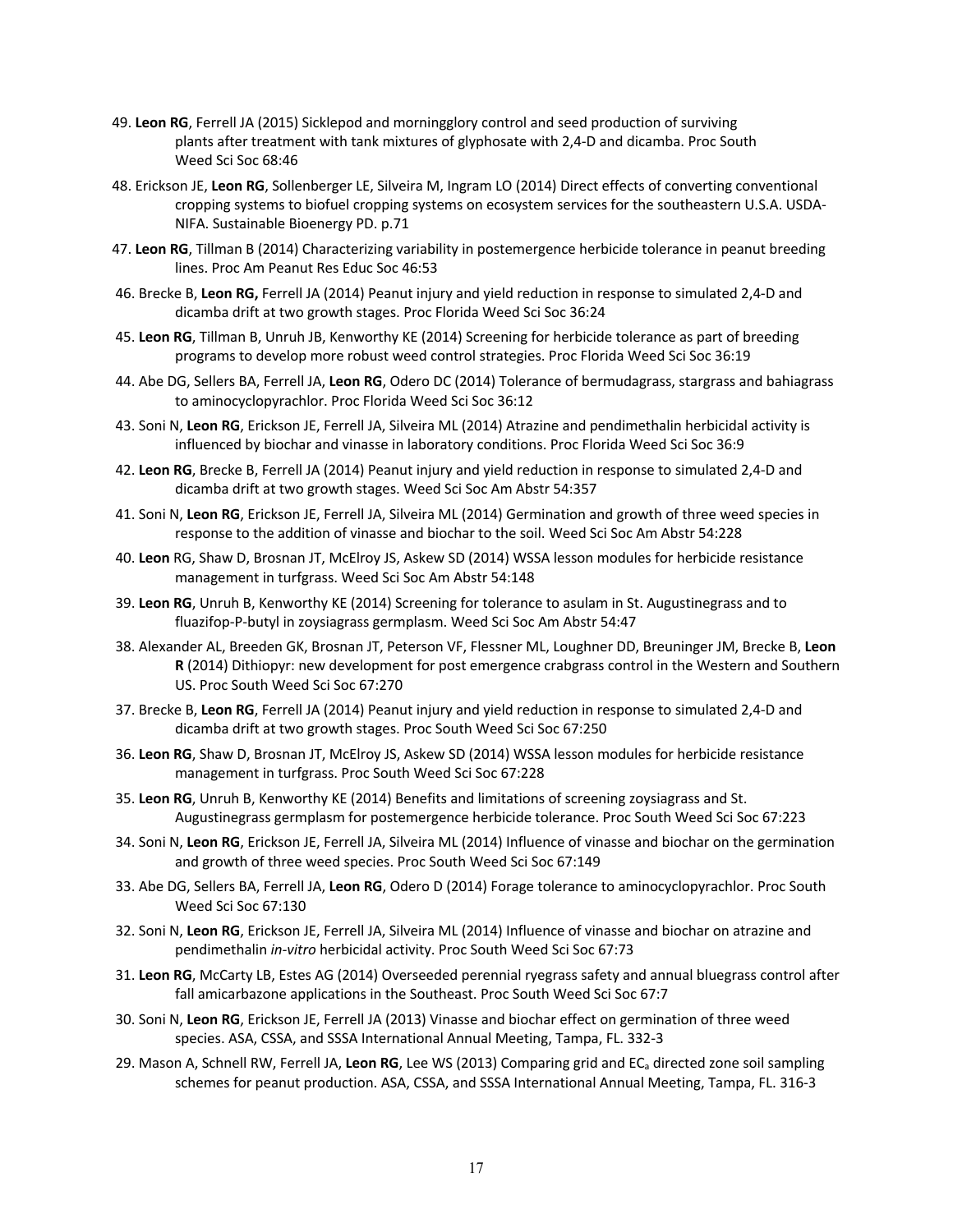49. **Leon RG**, Ferrell JA (2015) Sicklepod and morningglory control and seed production of surviving plants after treatment with tank mixtures of glyphosate with 2,4-D and dicamba. Proc South Weed Sci Soc 68:46

48. Erickson JE, **Leon RG**, Sollenberger LE, Silveira M, Ingram LO (2014) Direct effects of converting conventional cropping systems to biofuel cropping systems on ecosystem services for the southeastern U.S.A. USDA-NIFA. Sustainable Bioenergy PD. p.71

47. **Leon RG**, Tillman B (2014) Characterizing variability in postemergence herbicide tolerance in peanut breeding lines. Proc Am Peanut Res Educ Soc 46:53

46. Brecke B, **Leon RG,** Ferrell JA (2014) Peanut injury and yield reduction in response to simulated 2,4-D and dicamba drift at two growth stages. Proc Florida Weed Sci Soc 36:24

45. **Leon RG**, Tillman B, Unruh JB, Kenworthy KE (2014) Screening for herbicide tolerance as part of breeding programs to develop more robust weed control strategies. Proc Florida Weed Sci Soc 36:19

44. Abe DG, Sellers BA, Ferrell JA, **Leon RG**, Odero DC (2014) Tolerance of bermudagrass, stargrass and bahiagrass to aminocyclopyrachlor. Proc Florida Weed Sci Soc 36:12

43. Soni N, **Leon RG**, Erickson JE, Ferrell JA, Silveira ML (2014) Atrazine and pendimethalin herbicidal activity is influenced by biochar and vinasse in laboratory conditions. Proc Florida Weed Sci Soc 36:9

42. **Leon RG**, Brecke B, Ferrell JA (2014) Peanut injury and yield reduction in response to simulated 2,4-D and dicamba drift at two growth stages. Weed Sci Soc Am Abstr 54:357

41. Soni N, **Leon RG**, Erickson JE, Ferrell JA, Silveira ML (2014) Germination and growth of three weed species in response to the addition of vinasse and biochar to the soil. Weed Sci Soc Am Abstr 54:228

40. **Leon** RG, Shaw D, Brosnan JT, McElroy JS, Askew SD (2014) WSSA lesson modules for herbicide resistance management in turfgrass. Weed Sci Soc Am Abstr 54:148

39. **Leon RG**, Unruh B, Kenworthy KE (2014) Screening for tolerance to asulam in St. Augustinegrass and to fluazifop-P-butyl in zoysiagrass germplasm. Weed Sci Soc Am Abstr 54:47

38. Alexander AL, Breeden GK, Brosnan JT, Peterson VF, Flessner ML, Loughner DD, Breuninger JM, Brecke B, **Leon R** (2014) Dithiopyr: new development for post emergence crabgrass control in the Western and Southern US. Proc South Weed Sci Soc 67:270

37. Brecke B, **Leon RG**, Ferrell JA (2014) Peanut injury and yield reduction in response to simulated 2,4-D and dicamba drift at two growth stages. Proc South Weed Sci Soc 67:250

36. **Leon RG**, Shaw D, Brosnan JT, McElroy JS, Askew SD (2014) WSSA lesson modules for herbicide resistance management in turfgrass. Proc South Weed Sci Soc 67:228

35. **Leon RG**, Unruh B, Kenworthy KE (2014) Benefits and limitations of screening zoysiagrass and St. Augustinegrass germplasm for postemergence herbicide tolerance. Proc South Weed Sci Soc 67:223

34. Soni N, **Leon RG**, Erickson JE, Ferrell JA, Silveira ML (2014) Influence of vinasse and biochar on the germination and growth of three weed species. Proc South Weed Sci Soc 67:149

33. Abe DG, Sellers BA, Ferrell JA, **Leon RG**, Odero D (2014) Forage tolerance to aminocyclopyrachlor. Proc South Weed Sci Soc 67:130

32. Soni N, **Leon RG**, Erickson JE, Ferrell JA, Silveira ML (2014) Influence of vinasse and biochar on atrazine and pendimethalin *in-vitro* herbicidal activity. Proc South Weed Sci Soc 67:73

31. **Leon RG**, McCarty LB, Estes AG (2014) Overseeded perennial ryegrass safety and annual bluegrass control after fall amicarbazone applications in the Southeast. Proc South Weed Sci Soc 67:7

30. Soni N, **Leon RG**, Erickson JE, Ferrell JA (2013) Vinasse and biochar effect on germination of three weed species. ASA, CSSA, and SSSA International Annual Meeting, Tampa, FL. 332-3

29. Mason A, Schnell RW, Ferrell JA, **Leon RG**, Lee WS (2013) Comparing grid and $EC_a$ directed zone soil sampling schemes for peanut production. ASA, CSSA, and SSSA International Annual Meeting, Tampa, FL. 316-3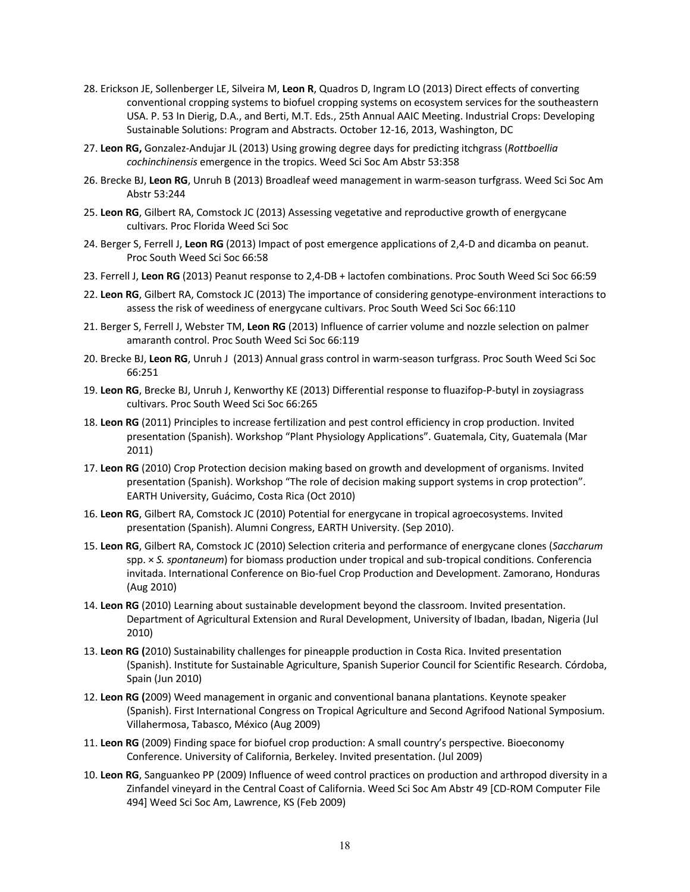28. Erickson JE, Sollenberger LE, Silveira M, **Leon R**, Quadros D, Ingram LO (2013) Direct effects of converting conventional cropping systems to biofuel cropping systems on ecosystem services for the southeastern USA. P. 53 In Dierig, D.A., and Berti, M.T. Eds., 25th Annual AAIC Meeting. Industrial Crops: Developing Sustainable Solutions: Program and Abstracts. October 12-16, 2013, Washington, DC

27. **Leon RG,** Gonzalez-Andujar JL (2013) Using growing degree days for predicting itchgrass (*Rottboellia cochinchinensis* emergence in the tropics. Weed Sci Soc Am Abstr 53:358

26. Brecke BJ, **Leon RG**, Unruh B (2013) Broadleaf weed management in warm-season turfgrass. Weed Sci Soc Am Abstr 53:244

25. **Leon RG**, Gilbert RA, Comstock JC (2013) Assessing vegetative and reproductive growth of energycane cultivars. Proc Florida Weed Sci Soc

24. Berger S, Ferrell J, **Leon RG** (2013) Impact of post emergence applications of 2,4-D and dicamba on peanut. Proc South Weed Sci Soc 66:58

23. Ferrell J, **Leon RG** (2013) Peanut response to 2,4-DB + lactofen combinations. Proc South Weed Sci Soc 66:59

22. **Leon RG**, Gilbert RA, Comstock JC (2013) The importance of considering genotype-environment interactions to assess the risk of weediness of energycane cultivars. Proc South Weed Sci Soc 66:110

21. Berger S, Ferrell J, Webster TM, **Leon RG** (2013) Influence of carrier volume and nozzle selection on palmer amaranth control. Proc South Weed Sci Soc 66:119

20. Brecke BJ, **Leon RG**, Unruh J (2013) Annual grass control in warm-season turfgrass. Proc South Weed Sci Soc 66:251

19. **Leon RG**, Brecke BJ, Unruh J, Kenworthy KE (2013) Differential response to fluazifop-P-butyl in zoysiagrass cultivars. Proc South Weed Sci Soc 66:265

18. **Leon RG** (2011) Principles to increase fertilization and pest control efficiency in crop production. Invited presentation (Spanish). Workshop "Plant Physiology Applications". Guatemala, City, Guatemala (Mar 2011)

17. **Leon RG** (2010) Crop Protection decision making based on growth and development of organisms. Invited presentation (Spanish). Workshop "The role of decision making support systems in crop protection". EARTH University, Guácimo, Costa Rica (Oct 2010)

16. **Leon RG**, Gilbert RA, Comstock JC (2010) Potential for energycane in tropical agroecosystems. Invited presentation (Spanish). Alumni Congress, EARTH University. (Sep 2010).

15. **Leon RG**, Gilbert RA, Comstock JC (2010) Selection criteria and performance of energycane clones (*Saccharum* spp. × *S. spontaneum*) for biomass production under tropical and sub-tropical conditions. Conferencia invitada. International Conference on Bio-fuel Crop Production and Development. Zamorano, Honduras (Aug 2010)

14. **Leon RG** (2010) Learning about sustainable development beyond the classroom. Invited presentation. Department of Agricultural Extension and Rural Development, University of Ibadan, Ibadan, Nigeria (Jul 2010)

13. **Leon RG (**2010) Sustainability challenges for pineapple production in Costa Rica. Invited presentation (Spanish). Institute for Sustainable Agriculture, Spanish Superior Council for Scientific Research. Córdoba, Spain (Jun 2010)

12. **Leon RG (**2009) Weed management in organic and conventional banana plantations. Keynote speaker (Spanish). First International Congress on Tropical Agriculture and Second Agrifood National Symposium. Villahermosa, Tabasco, México (Aug 2009)

11. **Leon RG** (2009) Finding space for biofuel crop production: A small country's perspective. Bioeconomy Conference. University of California, Berkeley. Invited presentation. (Jul 2009)

10. **Leon RG**, Sanguankeo PP (2009) Influence of weed control practices on production and arthropod diversity in a Zinfandel vineyard in the Central Coast of California. Weed Sci Soc Am Abstr 49 [CD-ROM Computer File 494] Weed Sci Soc Am, Lawrence, KS (Feb 2009)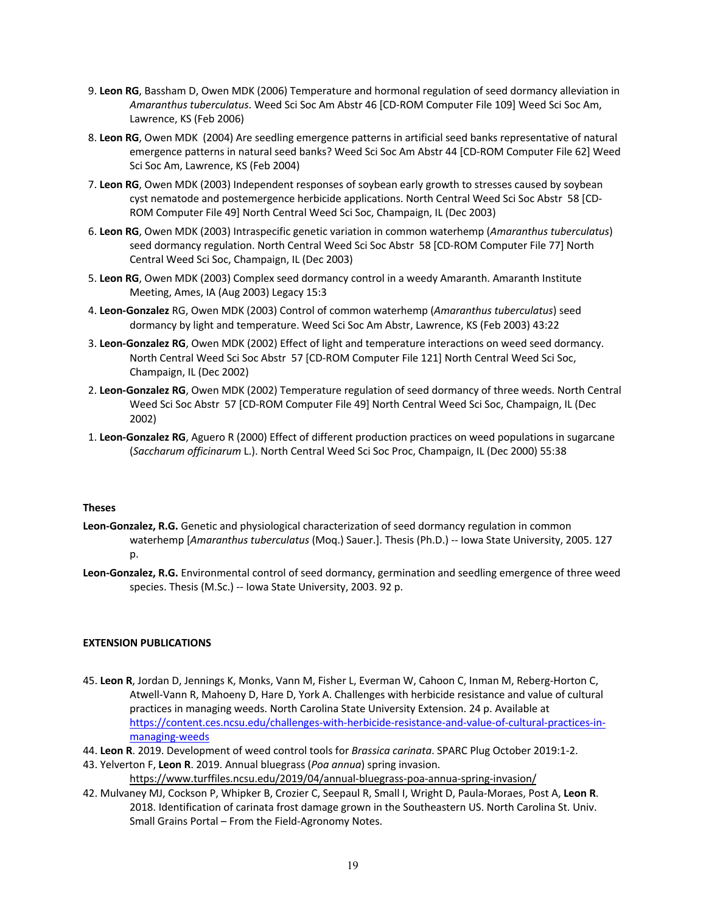9. **Leon RG**, Bassham D, Owen MDK (2006) Temperature and hormonal regulation of seed dormancy alleviation in *Amaranthus tuberculatus*. Weed Sci Soc Am Abstr 46 [CD-ROM Computer File 109] Weed Sci Soc Am, Lawrence, KS (Feb 2006)

8. **Leon RG**, Owen MDK (2004) Are seedling emergence patterns in artificial seed banks representative of natural emergence patterns in natural seed banks? Weed Sci Soc Am Abstr 44 [CD-ROM Computer File 62] Weed Sci Soc Am, Lawrence, KS (Feb 2004)

7. **Leon RG**, Owen MDK (2003) Independent responses of soybean early growth to stresses caused by soybean cyst nematode and postemergence herbicide applications. North Central Weed Sci Soc Abstr 58 [CD-ROM Computer File 49] North Central Weed Sci Soc, Champaign, IL (Dec 2003)

6. **Leon RG**, Owen MDK (2003) Intraspecific genetic variation in common waterhemp (*Amaranthus tuberculatus*) seed dormancy regulation. North Central Weed Sci Soc Abstr 58 [CD-ROM Computer File 77] North Central Weed Sci Soc, Champaign, IL (Dec 2003)

5. **Leon RG**, Owen MDK (2003) Complex seed dormancy control in a weedy Amaranth. Amaranth Institute Meeting, Ames, IA (Aug 2003) Legacy 15:3

4. **Leon-Gonzalez** RG, Owen MDK (2003) Control of common waterhemp (*Amaranthus tuberculatus*) seed dormancy by light and temperature. Weed Sci Soc Am Abstr, Lawrence, KS (Feb 2003) 43:22

3. **Leon-Gonzalez RG**, Owen MDK (2002) Effect of light and temperature interactions on weed seed dormancy. North Central Weed Sci Soc Abstr 57 [CD-ROM Computer File 121] North Central Weed Sci Soc, Champaign, IL (Dec 2002)

2. **Leon-Gonzalez RG**, Owen MDK (2002) Temperature regulation of seed dormancy of three weeds. North Central Weed Sci Soc Abstr 57 [CD-ROM Computer File 49] North Central Weed Sci Soc, Champaign, IL (Dec 2002)

1. **Leon-Gonzalez RG**, Aguero R (2000) Effect of different production practices on weed populations in sugarcane (*Saccharum officinarum* L.). North Central Weed Sci Soc Proc, Champaign, IL (Dec 2000) 55:38

**Theses**

**Leon-Gonzalez, R.G.** Genetic and physiological characterization of seed dormancy regulation in common waterhemp [*Amaranthus tuberculatus* (Moq.) Sauer.]. Thesis (Ph.D.) -- Iowa State University, 2005. 127 p.

**Leon-Gonzalez, R.G.** Environmental control of seed dormancy, germination and seedling emergence of three weed species. Thesis (M.Sc.) -- Iowa State University, 2003. 92 p.

**EXTENSION PUBLICATIONS**

45. **Leon R**, Jordan D, Jennings K, Monks, Vann M, Fisher L, Everman W, Cahoon C, Inman M, Reberg-Horton C, Atwell-Vann R, Mahoeny D, Hare D, York A. Challenges with herbicide resistance and value of cultural practices in managing weeds. North Carolina State University Extension. 24 p. Available at https://content.ces.ncsu.edu/challenges-with-herbicide-resistance-and-value-of-cultural-practices-in-managing-weeds
44. **Leon R**. 2019. Development of weed control tools for *Brassica carinata*. SPARC Plug October 2019:1-2.
43. Yelverton F, **Leon R**. 2019. Annual bluegrass (*Poa annua*) spring invasion. https://www.turffiles.ncsu.edu/2019/04/annual-bluegrass-poa-annua-spring-invasion/
42. Mulvaney MJ, Cockson P, Whipker B, Crozier C, Seepaul R, Small I, Wright D, Paula-Moraes, Post A, **Leon R**. 2018. Identification of carinata frost damage grown in the Southeastern US. North Carolina St. Univ. Small Grains Portal – From the Field-Agronomy Notes.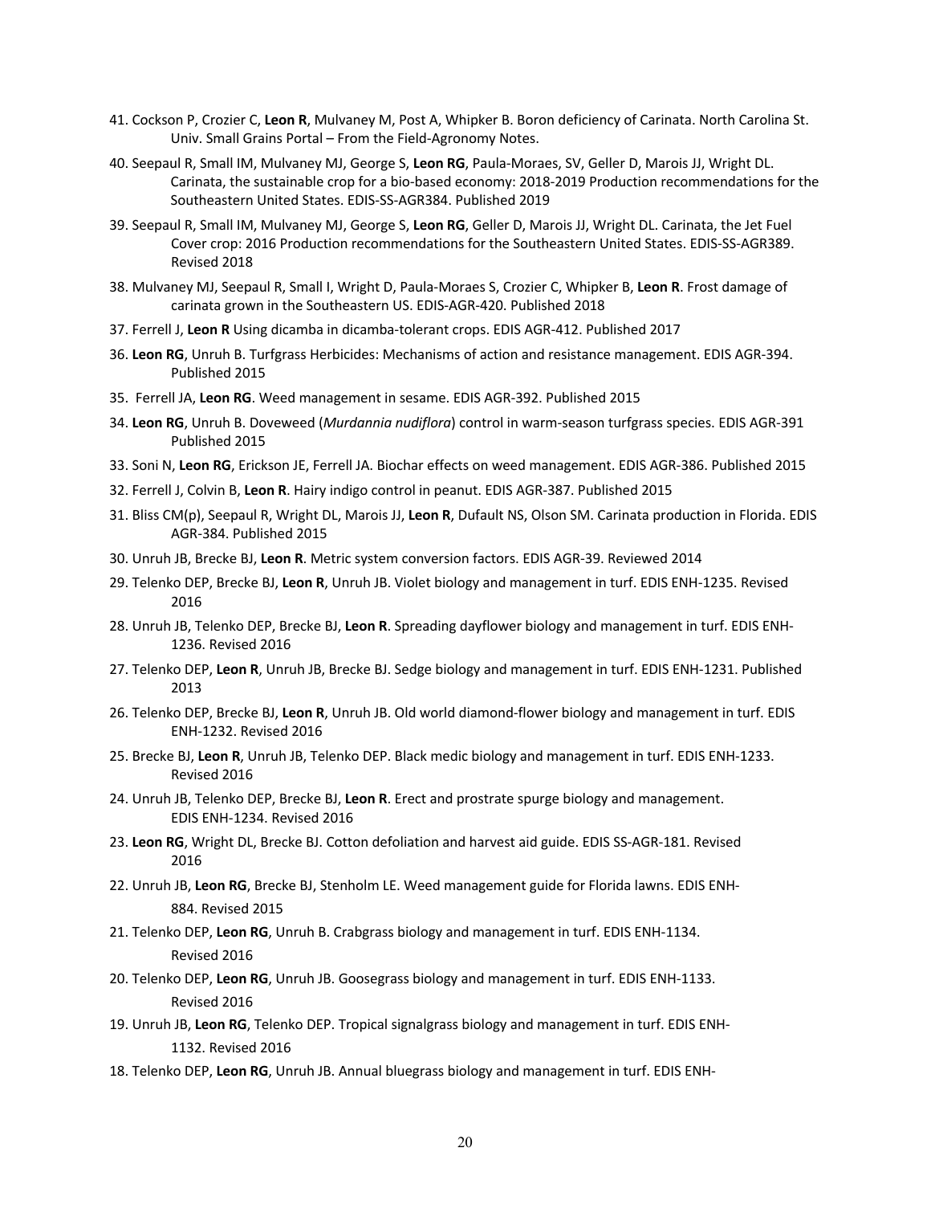41. Cockson P, Crozier C, **Leon R**, Mulvaney M, Post A, Whipker B. Boron deficiency of Carinata. North Carolina St. Univ. Small Grains Portal – From the Field-Agronomy Notes.

40. Seepaul R, Small IM, Mulvaney MJ, George S, **Leon RG**, Paula-Moraes, SV, Geller D, Marois JJ, Wright DL. Carinata, the sustainable crop for a bio-based economy: 2018-2019 Production recommendations for the Southeastern United States. EDIS-SS-AGR384. Published 2019

39. Seepaul R, Small IM, Mulvaney MJ, George S, **Leon RG**, Geller D, Marois JJ, Wright DL. Carinata, the Jet Fuel Cover crop: 2016 Production recommendations for the Southeastern United States. EDIS-SS-AGR389. Revised 2018

38. Mulvaney MJ, Seepaul R, Small I, Wright D, Paula-Moraes S, Crozier C, Whipker B, **Leon R**. Frost damage of carinata grown in the Southeastern US. EDIS-AGR-420. Published 2018

37. Ferrell J, **Leon R** Using dicamba in dicamba-tolerant crops. EDIS AGR-412. Published 2017

36. **Leon RG**, Unruh B. Turfgrass Herbicides: Mechanisms of action and resistance management. EDIS AGR-394. Published 2015

35. Ferrell JA, **Leon RG**. Weed management in sesame. EDIS AGR-392. Published 2015

34. **Leon RG**, Unruh B. Doveweed (*Murdannia nudiflora*) control in warm-season turfgrass species. EDIS AGR-391 Published 2015

33. Soni N, **Leon RG**, Erickson JE, Ferrell JA. Biochar effects on weed management. EDIS AGR-386. Published 2015

32. Ferrell J, Colvin B, **Leon R**. Hairy indigo control in peanut. EDIS AGR-387. Published 2015

31. Bliss CM(p), Seepaul R, Wright DL, Marois JJ, **Leon R**, Dufault NS, Olson SM. Carinata production in Florida. EDIS AGR-384. Published 2015

30. Unruh JB, Brecke BJ, **Leon R**. Metric system conversion factors. EDIS AGR-39. Reviewed 2014

29. Telenko DEP, Brecke BJ, **Leon R**, Unruh JB. Violet biology and management in turf. EDIS ENH-1235. Revised 2016

28. Unruh JB, Telenko DEP, Brecke BJ, **Leon R**. Spreading dayflower biology and management in turf. EDIS ENH-1236. Revised 2016

27. Telenko DEP, **Leon R**, Unruh JB, Brecke BJ. Sedge biology and management in turf. EDIS ENH-1231. Published 2013

26. Telenko DEP, Brecke BJ, **Leon R**, Unruh JB. Old world diamond-flower biology and management in turf. EDIS ENH-1232. Revised 2016

25. Brecke BJ, **Leon R**, Unruh JB, Telenko DEP. Black medic biology and management in turf. EDIS ENH-1233. Revised 2016

24. Unruh JB, Telenko DEP, Brecke BJ, **Leon R**. Erect and prostrate spurge biology and management. EDIS ENH-1234. Revised 2016

23. **Leon RG**, Wright DL, Brecke BJ. Cotton defoliation and harvest aid guide. EDIS SS-AGR-181. Revised 2016

22. Unruh JB, **Leon RG**, Brecke BJ, Stenholm LE. Weed management guide for Florida lawns. EDIS ENH-884. Revised 2015

21. Telenko DEP, **Leon RG**, Unruh B. Crabgrass biology and management in turf. EDIS ENH-1134. Revised 2016

20. Telenko DEP, **Leon RG**, Unruh JB. Goosegrass biology and management in turf. EDIS ENH-1133. Revised 2016

19. Unruh JB, **Leon RG**, Telenko DEP. Tropical signalgrass biology and management in turf. EDIS ENH-1132. Revised 2016

18. Telenko DEP, **Leon RG**, Unruh JB. Annual bluegrass biology and management in turf. EDIS ENH-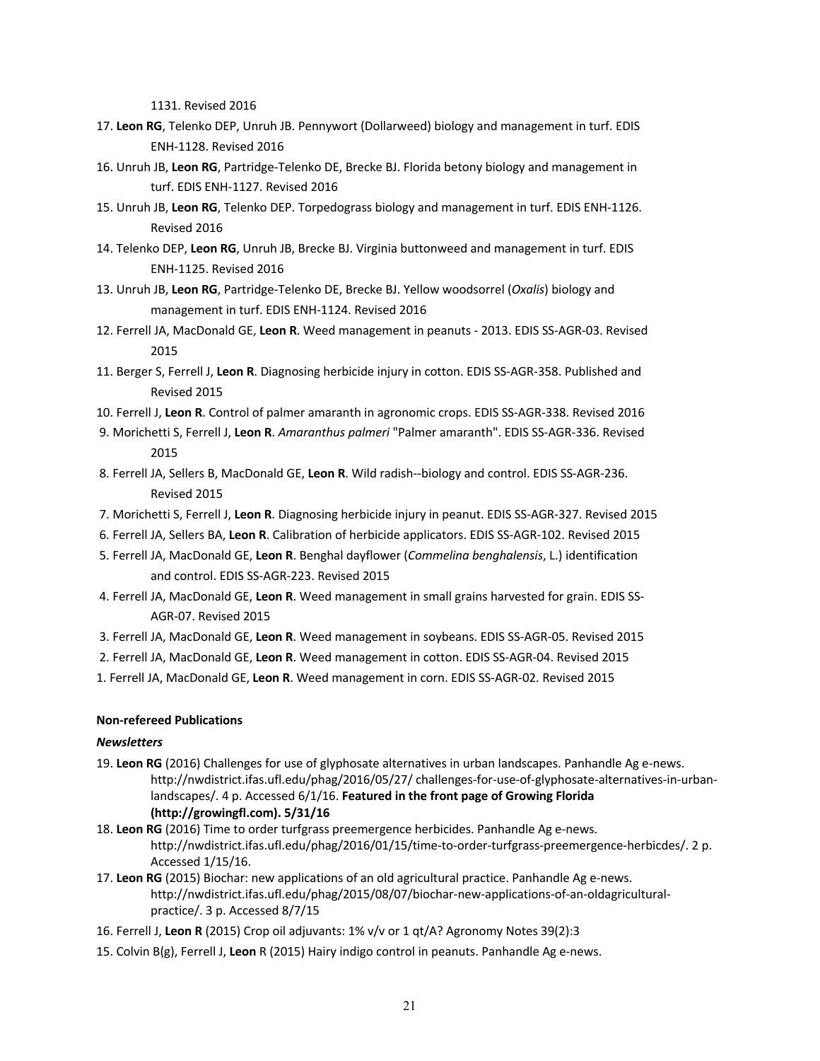1131. Revised 2016

17. **Leon RG**, Telenko DEP, Unruh JB. Pennywort (Dollarweed) biology and management in turf. EDIS ENH-1128. Revised 2016

16. Unruh JB, **Leon RG**, Partridge-Telenko DE, Brecke BJ. Florida betony biology and management in turf. EDIS ENH-1127. Revised 2016

15. Unruh JB, **Leon RG**, Telenko DEP. Torpedograss biology and management in turf. EDIS ENH-1126. Revised 2016

14. Telenko DEP, **Leon RG**, Unruh JB, Brecke BJ. Virginia buttonweed and management in turf. EDIS ENH-1125. Revised 2016

13. Unruh JB, **Leon RG**, Partridge-Telenko DE, Brecke BJ. Yellow woodsorrel (*Oxalis*) biology and management in turf. EDIS ENH-1124. Revised 2016

12. Ferrell JA, MacDonald GE, **Leon R**. Weed management in peanuts - 2013. EDIS SS-AGR-03. Revised 2015

11. Berger S, Ferrell J, **Leon R**. Diagnosing herbicide injury in cotton. EDIS SS-AGR-358. Published and Revised 2015

10. Ferrell J, **Leon R**. Control of palmer amaranth in agronomic crops. EDIS SS-AGR-338. Revised 2016

9. Morichetti S, Ferrell J, **Leon R**. *Amaranthus palmeri* "Palmer amaranth". EDIS SS-AGR-336. Revised 2015

8. Ferrell JA, Sellers B, MacDonald GE, **Leon R**. Wild radish--biology and control. EDIS SS-AGR-236. Revised 2015

7. Morichetti S, Ferrell J, **Leon R**. Diagnosing herbicide injury in peanut. EDIS SS-AGR-327. Revised 2015

6. Ferrell JA, Sellers BA, **Leon R**. Calibration of herbicide applicators. EDIS SS-AGR-102. Revised 2015

5. Ferrell JA, MacDonald GE, **Leon R**. Benghal dayflower (*Commelina benghalensis*, L.) identification and control. EDIS SS-AGR-223. Revised 2015

4. Ferrell JA, MacDonald GE, **Leon R**. Weed management in small grains harvested for grain. EDIS SS-AGR-07. Revised 2015

3. Ferrell JA, MacDonald GE, **Leon R**. Weed management in soybeans. EDIS SS-AGR-05. Revised 2015

2. Ferrell JA, MacDonald GE, **Leon R**. Weed management in cotton. EDIS SS-AGR-04. Revised 2015

1. Ferrell JA, MacDonald GE, **Leon R**. Weed management in corn. EDIS SS-AGR-02. Revised 2015

**Non-refereed Publications**

***Newsletters***

19. **Leon RG** (2016) Challenges for use of glyphosate alternatives in urban landscapes. Panhandle Ag e-news. http://nwdistrict.ifas.ufl.edu/phag/2016/05/27/ challenges-for-use-of-glyphosate-alternatives-in-urban-landscapes/. 4 p. Accessed 6/1/16. **Featured in the front page of Growing Florida (http://growingfl.com). 5/31/16**

18. **Leon RG** (2016) Time to order turfgrass preemergence herbicides. Panhandle Ag e-news. http://nwdistrict.ifas.ufl.edu/phag/2016/01/15/time-to-order-turfgrass-preemergence-herbicdes/. 2 p. Accessed 1/15/16.

17. **Leon RG** (2015) Biochar: new applications of an old agricultural practice. Panhandle Ag e-news. http://nwdistrict.ifas.ufl.edu/phag/2015/08/07/biochar-new-applications-of-an-oldagricultural-practice/. 3 p. Accessed 8/7/15

16. Ferrell J, **Leon R** (2015) Crop oil adjuvants: 1% v/v or 1 qt/A? Agronomy Notes 39(2):3

15. Colvin B(g), Ferrell J, **Leon** R (2015) Hairy indigo control in peanuts. Panhandle Ag e-news.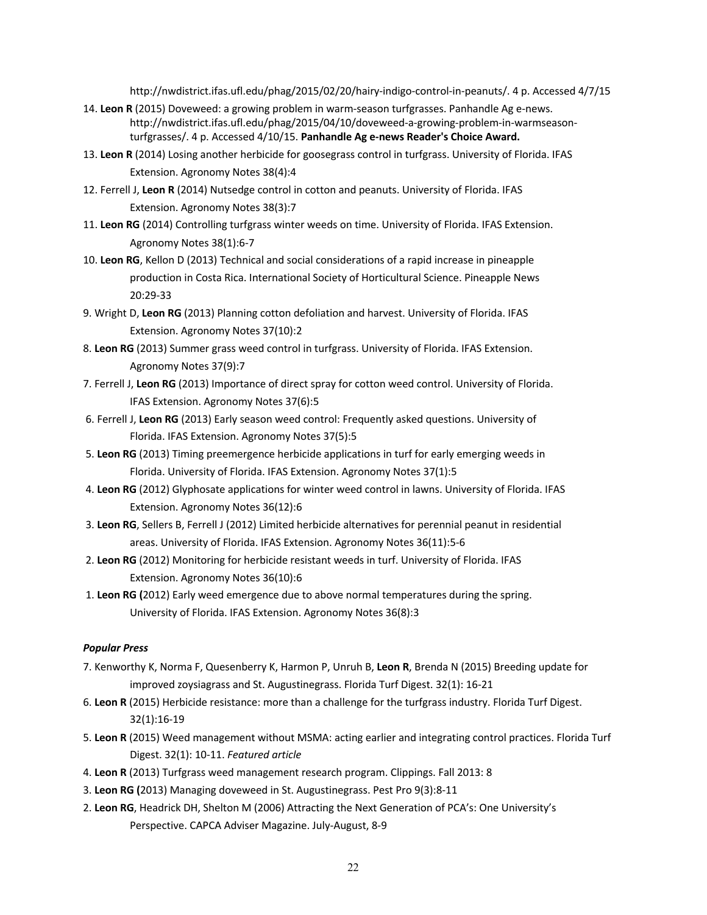http://nwdistrict.ifas.ufl.edu/phag/2015/02/20/hairy-indigo-control-in-peanuts/. 4 p. Accessed 4/7/15

14. **Leon R** (2015) Doveweed: a growing problem in warm-season turfgrasses. Panhandle Ag e-news. http://nwdistrict.ifas.ufl.edu/phag/2015/04/10/doveweed-a-growing-problem-in-warmseason-turfgrasses/. 4 p. Accessed 4/10/15. **Panhandle Ag e-news Reader's Choice Award.**
13. **Leon R** (2014) Losing another herbicide for goosegrass control in turfgrass. University of Florida. IFAS Extension. Agronomy Notes 38(4):4
12. Ferrell J, **Leon R** (2014) Nutsedge control in cotton and peanuts. University of Florida. IFAS Extension. Agronomy Notes 38(3):7
11. **Leon RG** (2014) Controlling turfgrass winter weeds on time. University of Florida. IFAS Extension. Agronomy Notes 38(1):6-7
10. **Leon RG**, Kellon D (2013) Technical and social considerations of a rapid increase in pineapple production in Costa Rica. International Society of Horticultural Science. Pineapple News 20:29-33
9. Wright D, **Leon RG** (2013) Planning cotton defoliation and harvest. University of Florida. IFAS Extension. Agronomy Notes 37(10):2
8. **Leon RG** (2013) Summer grass weed control in turfgrass. University of Florida. IFAS Extension. Agronomy Notes 37(9):7
7. Ferrell J, **Leon RG** (2013) Importance of direct spray for cotton weed control. University of Florida. IFAS Extension. Agronomy Notes 37(6):5
6. Ferrell J, **Leon RG** (2013) Early season weed control: Frequently asked questions. University of Florida. IFAS Extension. Agronomy Notes 37(5):5
5. **Leon RG** (2013) Timing preemergence herbicide applications in turf for early emerging weeds in Florida. University of Florida. IFAS Extension. Agronomy Notes 37(1):5
4. **Leon RG** (2012) Glyphosate applications for winter weed control in lawns. University of Florida. IFAS Extension. Agronomy Notes 36(12):6
3. **Leon RG**, Sellers B, Ferrell J (2012) Limited herbicide alternatives for perennial peanut in residential areas. University of Florida. IFAS Extension. Agronomy Notes 36(11):5-6
2. **Leon RG** (2012) Monitoring for herbicide resistant weeds in turf. University of Florida. IFAS Extension. Agronomy Notes 36(10):6
1. **Leon RG (**2012) Early weed emergence due to above normal temperatures during the spring. University of Florida. IFAS Extension. Agronomy Notes 36(8):3

***Popular Press***

7. Kenworthy K, Norma F, Quesenberry K, Harmon P, Unruh B, **Leon R**, Brenda N (2015) Breeding update for improved zoysiagrass and St. Augustinegrass. Florida Turf Digest. 32(1): 16-21
6. **Leon R** (2015) Herbicide resistance: more than a challenge for the turfgrass industry. Florida Turf Digest. 32(1):16-19
5. **Leon R** (2015) Weed management without MSMA: acting earlier and integrating control practices. Florida Turf Digest. 32(1): 10-11. *Featured article*
4. **Leon R** (2013) Turfgrass weed management research program. Clippings. Fall 2013: 8
3. **Leon RG (**2013) Managing doveweed in St. Augustinegrass. Pest Pro 9(3):8-11
2. **Leon RG**, Headrick DH, Shelton M (2006) Attracting the Next Generation of PCA's: One University's Perspective. CAPCA Adviser Magazine. July-August, 8-9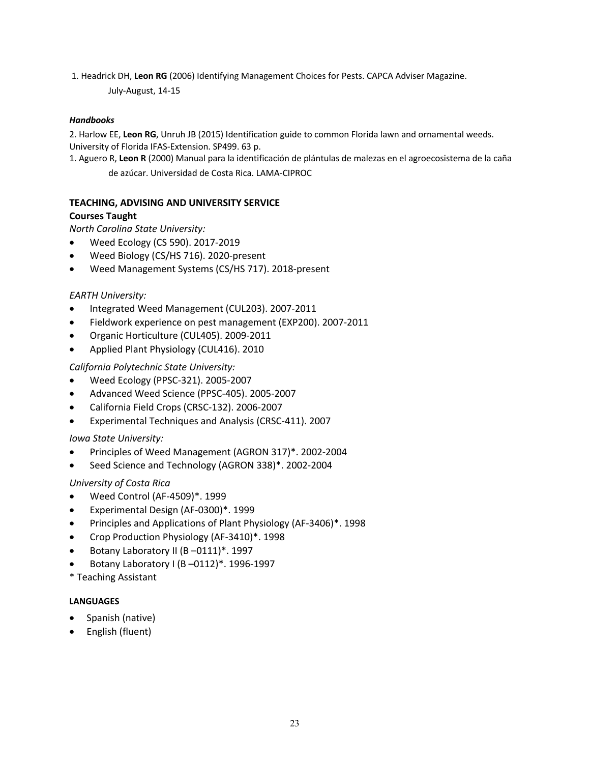1. Headrick DH, **Leon RG** (2006) Identifying Management Choices for Pests. CAPCA Adviser Magazine. July-August, 14-15

***Handbooks***

2. Harlow EE, **Leon RG**, Unruh JB (2015) Identification guide to common Florida lawn and ornamental weeds. University of Florida IFAS-Extension. SP499. 63 p.
1. Aguero R, **Leon R** (2000) Manual para la identificación de plántulas de malezas en el agroecosistema de la caña de azúcar. Universidad de Costa Rica. LAMA-CIPROC

## TEACHING, ADVISING AND UNIVERSITY SERVICE

### Courses Taught

*North Carolina State University:*

- Weed Ecology (CS 590). 2017-2019
- Weed Biology (CS/HS 716). 2020-present
- Weed Management Systems (CS/HS 717). 2018-present

*EARTH University:*

- Integrated Weed Management (CUL203). 2007-2011
- Fieldwork experience on pest management (EXP200). 2007-2011
- Organic Horticulture (CUL405). 2009-2011
- Applied Plant Physiology (CUL416). 2010

*California Polytechnic State University:*

- Weed Ecology (PPSC-321). 2005-2007
- Advanced Weed Science (PPSC-405). 2005-2007
- California Field Crops (CRSC-132). 2006-2007
- Experimental Techniques and Analysis (CRSC-411). 2007

*Iowa State University:*

- Principles of Weed Management (AGRON 317)*. 2002-2004
- Seed Science and Technology (AGRON 338)*. 2002-2004

*University of Costa Rica*

- Weed Control (AF-4509)*. 1999
- Experimental Design (AF-0300)*. 1999
- Principles and Applications of Plant Physiology (AF-3406)*. 1998
- Crop Production Physiology (AF-3410)*. 1998
- Botany Laboratory II (B –0111)*. 1997
- Botany Laboratory I (B –0112)*. 1996-1997

* Teaching Assistant

## LANGUAGES

- Spanish (native)
- English (fluent)